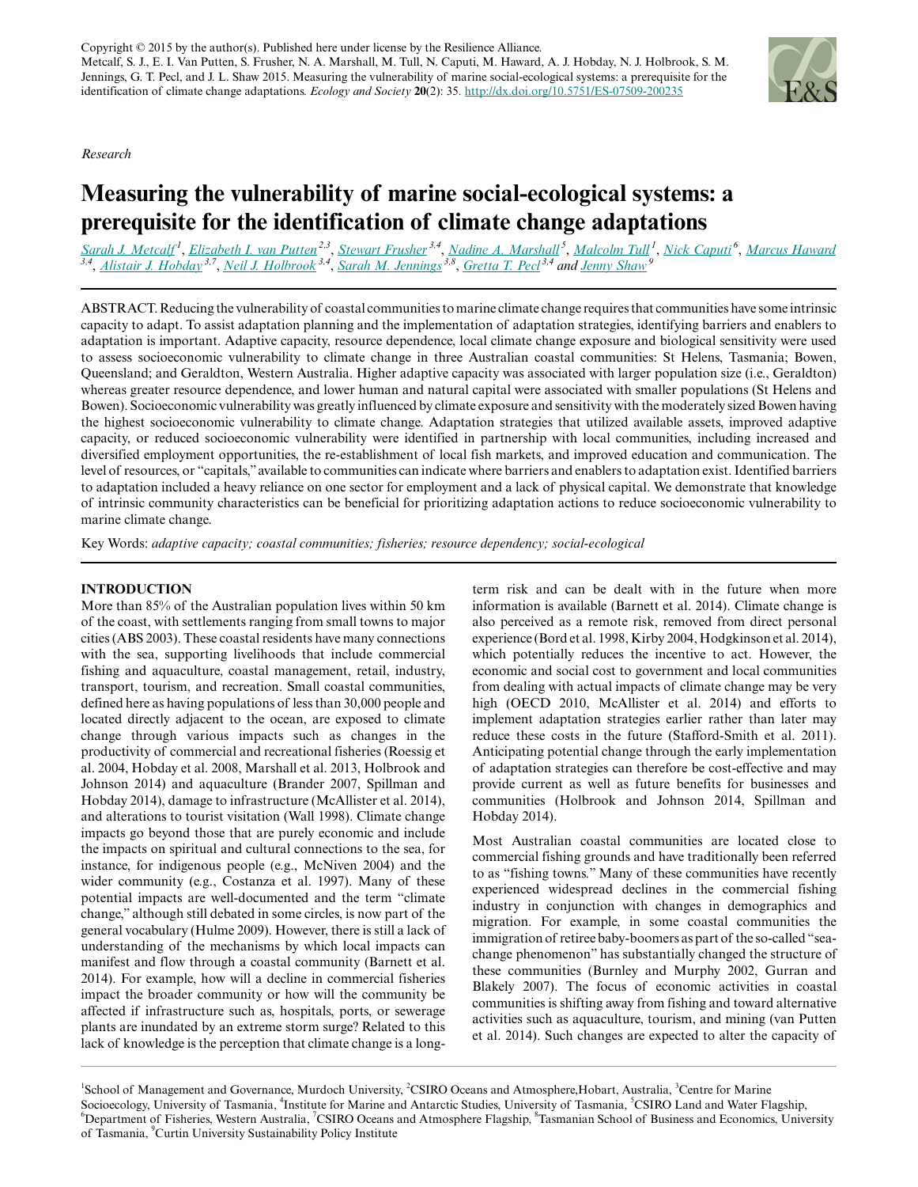Copyright © 2015 by the author(s). Published here under license by the Resilience Alliance.
Metcalf, S. J., E. I. Van Putten, S. Frusher, N. A. Marshall, M. Tull, N. Caputi, M. Haward, A. J. Hobday, N. J. Holbrook, S. M. Jennings, G. T. Pecl, and J. L. Shaw 2015. Measuring the vulnerability of marine social-ecological systems: a prerequisite for the identification of climate change adaptations. *Ecology and Society* **20**(2): 35. http://dx.doi.org/10.5751/ES-07509-200235

*Research*

# Measuring the vulnerability of marine social-ecological systems: a prerequisite for the identification of climate change adaptations

Sarah J. Metcalf [1], Elizabeth I. van Putten [2,3], Stewart Frusher [3,4], Nadine A. Marshall [5], Malcolm Tull [1], Nick Caputi [6], Marcus Haward [3,4], Alistair J. Hobday [3,7], Neil J. Holbrook [3,4], Sarah M. Jennings [3,8], Gretta T. Pecl [3,4] and Jenny Shaw [9]

ABSTRACT. Reducing the vulnerability of coastal communities to marine climate change requires that communities have some intrinsic capacity to adapt. To assist adaptation planning and the implementation of adaptation strategies, identifying barriers and enablers to adaptation is important. Adaptive capacity, resource dependence, local climate change exposure and biological sensitivity were used to assess socioeconomic vulnerability to climate change in three Australian coastal communities: St Helens, Tasmania; Bowen, Queensland; and Geraldton, Western Australia. Higher adaptive capacity was associated with larger population size (i.e., Geraldton) whereas greater resource dependence, and lower human and natural capital were associated with smaller populations (St Helens and Bowen). Socioeconomic vulnerability was greatly influenced by climate exposure and sensitivity with the moderately sized Bowen having the highest socioeconomic vulnerability to climate change. Adaptation strategies that utilized available assets, improved adaptive capacity, or reduced socioeconomic vulnerability were identified in partnership with local communities, including increased and diversified employment opportunities, the re-establishment of local fish markets, and improved education and communication. The level of resources, or "capitals," available to communities can indicate where barriers and enablers to adaptation exist. Identified barriers to adaptation included a heavy reliance on one sector for employment and a lack of physical capital. We demonstrate that knowledge of intrinsic community characteristics can be beneficial for prioritizing adaptation actions to reduce socioeconomic vulnerability to marine climate change.

Key Words: *adaptive capacity; coastal communities; fisheries; resource dependency; social-ecological*

## INTRODUCTION

More than 85% of the Australian population lives within 50 km of the coast, with settlements ranging from small towns to major cities (ABS 2003). These coastal residents have many connections with the sea, supporting livelihoods that include commercial fishing and aquaculture, coastal management, retail, industry, transport, tourism, and recreation. Small coastal communities, defined here as having populations of less than 30,000 people and located directly adjacent to the ocean, are exposed to climate change through various impacts such as changes in the productivity of commercial and recreational fisheries (Roessig et al. 2004, Hobday et al. 2008, Marshall et al. 2013, Holbrook and Johnson 2014) and aquaculture (Brander 2007, Spillman and Hobday 2014), damage to infrastructure (McAllister et al. 2014), and alterations to tourist visitation (Wall 1998). Climate change impacts go beyond those that are purely economic and include the impacts on spiritual and cultural connections to the sea, for instance, for indigenous people (e.g., McNiven 2004) and the wider community (e.g., Costanza et al. 1997). Many of these potential impacts are well-documented and the term "climate change," although still debated in some circles, is now part of the general vocabulary (Hulme 2009). However, there is still a lack of understanding of the mechanisms by which local impacts can manifest and flow through a coastal community (Barnett et al. 2014). For example, how will a decline in commercial fisheries impact the broader community or how will the community be affected if infrastructure such as, hospitals, ports, or sewerage plants are inundated by an extreme storm surge? Related to this lack of knowledge is the perception that climate change is a long-term risk and can be dealt with in the future when more information is available (Barnett et al. 2014). Climate change is also perceived as a remote risk, removed from direct personal experience (Bord et al. 1998, Kirby 2004, Hodgkinson et al. 2014), which potentially reduces the incentive to act. However, the economic and social cost to government and local communities from dealing with actual impacts of climate change may be very high (OECD 2010, McAllister et al. 2014) and efforts to implement adaptation strategies earlier rather than later may reduce these costs in the future (Stafford-Smith et al. 2011). Anticipating potential change through the early implementation of adaptation strategies can therefore be cost-effective and may provide current as well as future benefits for businesses and communities (Holbrook and Johnson 2014, Spillman and Hobday 2014).

Most Australian coastal communities are located close to commercial fishing grounds and have traditionally been referred to as "fishing towns." Many of these communities have recently experienced widespread declines in the commercial fishing industry in conjunction with changes in demographics and migration. For example, in some coastal communities the immigration of retiree baby-boomers as part of the so-called "sea-change phenomenon" has substantially changed the structure of these communities (Burnley and Murphy 2002, Gurran and Blakely 2007). The focus of economic activities in coastal communities is shifting away from fishing and toward alternative activities such as aquaculture, tourism, and mining (van Putten et al. 2014). Such changes are expected to alter the capacity of

[1]School of Management and Governance, Murdoch University, [2]CSIRO Oceans and Atmosphere,Hobart, Australia, [3]Centre for Marine Socioecology, University of Tasmania, [4]Institute for Marine and Antarctic Studies, University of Tasmania, [5]CSIRO Land and Water Flagship, [6]Department of Fisheries, Western Australia, [7]CSIRO Oceans and Atmosphere Flagship, [8]Tasmanian School of Business and Economics, University of Tasmania, [9]Curtin University Sustainability Policy Institute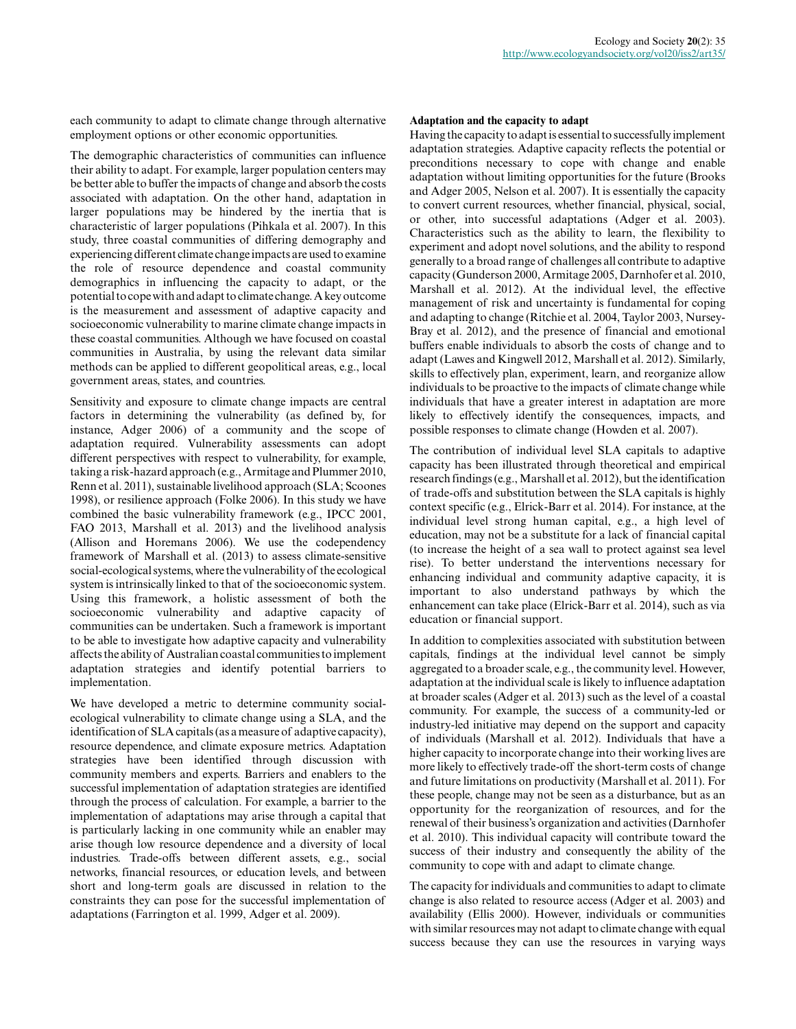each community to adapt to climate change through alternative employment options or other economic opportunities.

The demographic characteristics of communities can influence their ability to adapt. For example, larger population centers may be better able to buffer the impacts of change and absorb the costs associated with adaptation. On the other hand, adaptation in larger populations may be hindered by the inertia that is characteristic of larger populations (Pihkala et al. 2007). In this study, three coastal communities of differing demography and experiencing different climate change impacts are used to examine the role of resource dependence and coastal community demographics in influencing the capacity to adapt, or the potential to cope with and adapt to climate change. A key outcome is the measurement and assessment of adaptive capacity and socioeconomic vulnerability to marine climate change impacts in these coastal communities. Although we have focused on coastal communities in Australia, by using the relevant data similar methods can be applied to different geopolitical areas, e.g., local government areas, states, and countries.

Sensitivity and exposure to climate change impacts are central factors in determining the vulnerability (as defined by, for instance, Adger 2006) of a community and the scope of adaptation required. Vulnerability assessments can adopt different perspectives with respect to vulnerability, for example, taking a risk-hazard approach (e.g., Armitage and Plummer 2010, Renn et al. 2011), sustainable livelihood approach (SLA; Scoones 1998), or resilience approach (Folke 2006). In this study we have combined the basic vulnerability framework (e.g., IPCC 2001, FAO 2013, Marshall et al. 2013) and the livelihood analysis (Allison and Horemans 2006). We use the codependency framework of Marshall et al. (2013) to assess climate-sensitive social-ecological systems, where the vulnerability of the ecological system is intrinsically linked to that of the socioeconomic system. Using this framework, a holistic assessment of both the socioeconomic vulnerability and adaptive capacity of communities can be undertaken. Such a framework is important to be able to investigate how adaptive capacity and vulnerability affects the ability of Australian coastal communities to implement adaptation strategies and identify potential barriers to implementation.

We have developed a metric to determine community social-ecological vulnerability to climate change using a SLA, and the identification of SLA capitals (as a measure of adaptive capacity), resource dependence, and climate exposure metrics. Adaptation strategies have been identified through discussion with community members and experts. Barriers and enablers to the successful implementation of adaptation strategies are identified through the process of calculation. For example, a barrier to the implementation of adaptations may arise through a capital that is particularly lacking in one community while an enabler may arise though low resource dependence and a diversity of local industries. Trade-offs between different assets, e.g., social networks, financial resources, or education levels, and between short and long-term goals are discussed in relation to the constraints they can pose for the successful implementation of adaptations (Farrington et al. 1999, Adger et al. 2009).

**Adaptation and the capacity to adapt**

Having the capacity to adapt is essential to successfully implement adaptation strategies. Adaptive capacity reflects the potential or preconditions necessary to cope with change and enable adaptation without limiting opportunities for the future (Brooks and Adger 2005, Nelson et al. 2007). It is essentially the capacity to convert current resources, whether financial, physical, social, or other, into successful adaptations (Adger et al. 2003). Characteristics such as the ability to learn, the flexibility to experiment and adopt novel solutions, and the ability to respond generally to a broad range of challenges all contribute to adaptive capacity (Gunderson 2000, Armitage 2005, Darnhofer et al. 2010, Marshall et al. 2012). At the individual level, the effective management of risk and uncertainty is fundamental for coping and adapting to change (Ritchie et al. 2004, Taylor 2003, Nursey-Bray et al. 2012), and the presence of financial and emotional buffers enable individuals to absorb the costs of change and to adapt (Lawes and Kingwell 2012, Marshall et al. 2012). Similarly, skills to effectively plan, experiment, learn, and reorganize allow individuals to be proactive to the impacts of climate change while individuals that have a greater interest in adaptation are more likely to effectively identify the consequences, impacts, and possible responses to climate change (Howden et al. 2007).

The contribution of individual level SLA capitals to adaptive capacity has been illustrated through theoretical and empirical research findings (e.g., Marshall et al. 2012), but the identification of trade-offs and substitution between the SLA capitals is highly context specific (e.g., Elrick-Barr et al. 2014). For instance, at the individual level strong human capital, e.g., a high level of education, may not be a substitute for a lack of financial capital (to increase the height of a sea wall to protect against sea level rise). To better understand the interventions necessary for enhancing individual and community adaptive capacity, it is important to also understand pathways by which the enhancement can take place (Elrick-Barr et al. 2014), such as via education or financial support.

In addition to complexities associated with substitution between capitals, findings at the individual level cannot be simply aggregated to a broader scale, e.g., the community level. However, adaptation at the individual scale is likely to influence adaptation at broader scales (Adger et al. 2013) such as the level of a coastal community. For example, the success of a community-led or industry-led initiative may depend on the support and capacity of individuals (Marshall et al. 2012). Individuals that have a higher capacity to incorporate change into their working lives are more likely to effectively trade-off the short-term costs of change and future limitations on productivity (Marshall et al. 2011). For these people, change may not be seen as a disturbance, but as an opportunity for the reorganization of resources, and for the renewal of their business's organization and activities (Darnhofer et al. 2010). This individual capacity will contribute toward the success of their industry and consequently the ability of the community to cope with and adapt to climate change.

The capacity for individuals and communities to adapt to climate change is also related to resource access (Adger et al. 2003) and availability (Ellis 2000). However, individuals or communities with similar resources may not adapt to climate change with equal success because they can use the resources in varying ways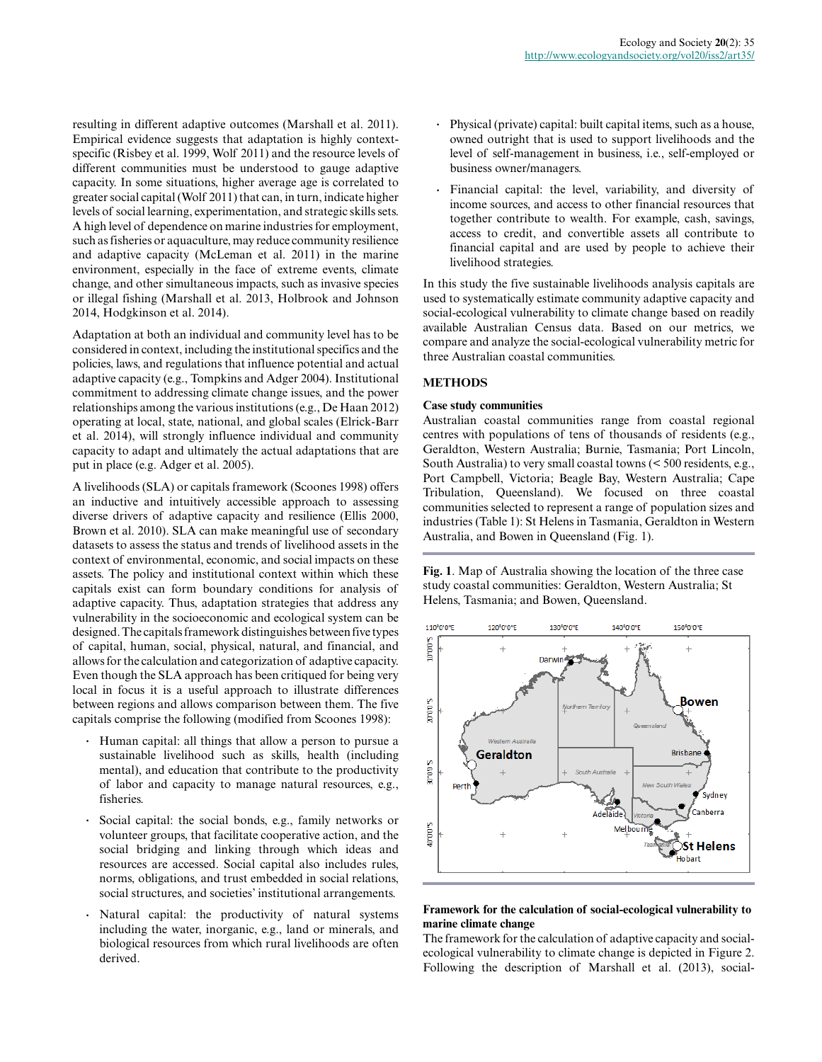resulting in different adaptive outcomes (Marshall et al. 2011). Empirical evidence suggests that adaptation is highly context-specific (Risbey et al. 1999, Wolf 2011) and the resource levels of different communities must be understood to gauge adaptive capacity. In some situations, higher average age is correlated to greater social capital (Wolf 2011) that can, in turn, indicate higher levels of social learning, experimentation, and strategic skills sets. A high level of dependence on marine industries for employment, such as fisheries or aquaculture, may reduce community resilience and adaptive capacity (McLeman et al. 2011) in the marine environment, especially in the face of extreme events, climate change, and other simultaneous impacts, such as invasive species or illegal fishing (Marshall et al. 2013, Holbrook and Johnson 2014, Hodgkinson et al. 2014).

Adaptation at both an individual and community level has to be considered in context, including the institutional specifics and the policies, laws, and regulations that influence potential and actual adaptive capacity (e.g., Tompkins and Adger 2004). Institutional commitment to addressing climate change issues, and the power relationships among the various institutions (e.g., De Haan 2012) operating at local, state, national, and global scales (Elrick-Barr et al. 2014), will strongly influence individual and community capacity to adapt and ultimately the actual adaptations that are put in place (e.g. Adger et al. 2005).

A livelihoods (SLA) or capitals framework (Scoones 1998) offers an inductive and intuitively accessible approach to assessing diverse drivers of adaptive capacity and resilience (Ellis 2000, Brown et al. 2010). SLA can make meaningful use of secondary datasets to assess the status and trends of livelihood assets in the context of environmental, economic, and social impacts on these assets. The policy and institutional context within which these capitals exist can form boundary conditions for analysis of adaptive capacity. Thus, adaptation strategies that address any vulnerability in the socioeconomic and ecological system can be designed. The capitals framework distinguishes between five types of capital, human, social, physical, natural, and financial, and allows for the calculation and categorization of adaptive capacity. Even though the SLA approach has been critiqued for being very local in focus it is a useful approach to illustrate differences between regions and allows comparison between them. The five capitals comprise the following (modified from Scoones 1998):

- Human capital: all things that allow a person to pursue a sustainable livelihood such as skills, health (including mental), and education that contribute to the productivity of labor and capacity to manage natural resources, e.g., fisheries.
- Social capital: the social bonds, e.g., family networks or volunteer groups, that facilitate cooperative action, and the social bridging and linking through which ideas and resources are accessed. Social capital also includes rules, norms, obligations, and trust embedded in social relations, social structures, and societies' institutional arrangements.
- Natural capital: the productivity of natural systems including the water, inorganic, e.g., land or minerals, and biological resources from which rural livelihoods are often derived.
- Physical (private) capital: built capital items, such as a house, owned outright that is used to support livelihoods and the level of self-management in business, i.e., self-employed or business owner/managers.
- Financial capital: the level, variability, and diversity of income sources, and access to other financial resources that together contribute to wealth. For example, cash, savings, access to credit, and convertible assets all contribute to financial capital and are used by people to achieve their livelihood strategies.

In this study the five sustainable livelihoods analysis capitals are used to systematically estimate community adaptive capacity and social-ecological vulnerability to climate change based on readily available Australian Census data. Based on our metrics, we compare and analyze the social-ecological vulnerability metric for three Australian coastal communities.

## METHODS

### Case study communities

Australian coastal communities range from coastal regional centres with populations of tens of thousands of residents (e.g., Geraldton, Western Australia; Burnie, Tasmania; Port Lincoln, South Australia) to very small coastal towns (< 500 residents, e.g., Port Campbell, Victoria; Beagle Bay, Western Australia; Cape Tribulation, Queensland). We focused on three coastal communities selected to represent a range of population sizes and industries (Table 1): St Helens in Tasmania, Geraldton in Western Australia, and Bowen in Queensland (Fig. 1).

**Fig. 1**. Map of Australia showing the location of the three case study coastal communities: Geraldton, Western Australia; St Helens, Tasmania; and Bowen, Queensland.

110°0'0"E 120°0'0"E 130°0'0"E 140°0'0"E 150°0'0"E
10°0'0"S 20°0'0"S 30°0'0"S 40°0'0"S
Darwin
Northern Territory
Bowen
Queensland
Western Australia
Geraldton
Brisbane
South Australia
Perth
New South Wales
Sydney
Canberra
Adelaide
Victoria
Melbourne
Tasmania
St Helens
Hobart

### Framework for the calculation of social-ecological vulnerability to marine climate change

The framework for the calculation of adaptive capacity and social-ecological vulnerability to climate change is depicted in Figure 2. Following the description of Marshall et al. (2013), social-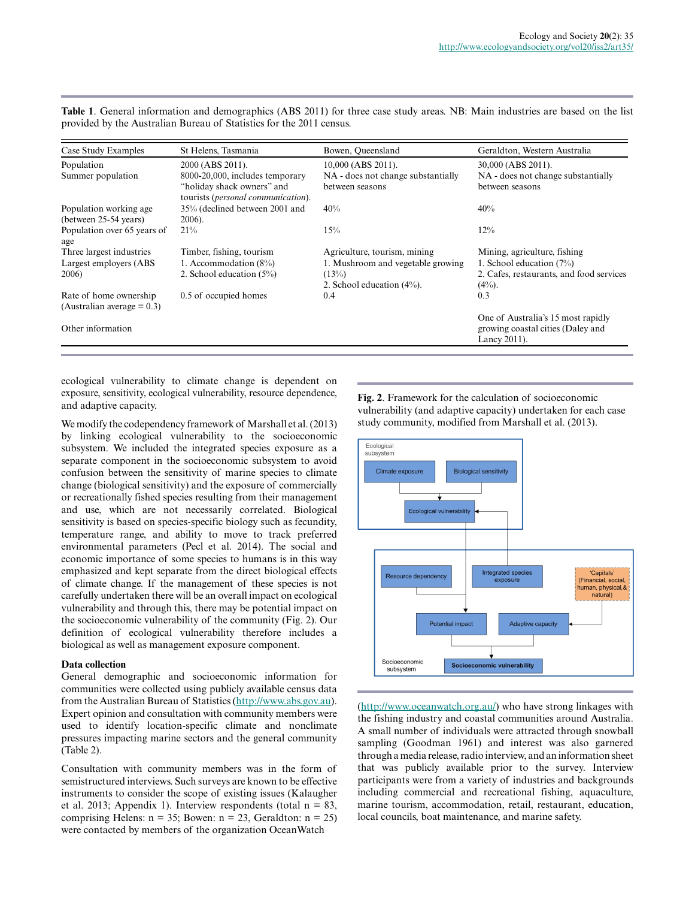**Table 1**. General information and demographics (ABS 2011) for three case study areas. NB: Main industries are based on the list provided by the Australian Bureau of Statistics for the 2011 census.

| Case Study Examples | St Helens, Tasmania | Bowen, Queensland | Geraldton, Western Australia |
|---|---|---|---|
| Population | 2000 (ABS 2011). | 10,000 (ABS 2011). | 30,000 (ABS 2011). |
| Summer population | 8000-20,000, includes temporary "holiday shack owners" and tourists (*personal communication*). | NA - does not change substantially between seasons | NA - does not change substantially between seasons |
| Population working age (between 25-54 years) | 35% (declined between 2001 and 2006). | 40% | 40% |
| Population over 65 years of age | 21% | 15% | 12% |
| Three largest industries | Timber, fishing, tourism | Agriculture, tourism, mining | Mining, agriculture, fishing |
| Largest employers (ABS 2006) | 1. Accommodation (8%) 2. School education (5%) | 1. Mushroom and vegetable growing (13%) 2. School education (4%). | 1. School education (7%) 2. Cafes, restaurants, and food services (4%). |
| Rate of home ownership (Australian average = 0.3) | 0.5 of occupied homes | 0.4 | 0.3 |
| Other information | | | One of Australia's 15 most rapidly growing coastal cities (Daley and Lancy 2011). |

ecological vulnerability to climate change is dependent on exposure, sensitivity, ecological vulnerability, resource dependence, and adaptive capacity.

We modify the codependency framework of Marshall et al. (2013) by linking ecological vulnerability to the socioeconomic subsystem. We included the integrated species exposure as a separate component in the socioeconomic subsystem to avoid confusion between the sensitivity of marine species to climate change (biological sensitivity) and the exposure of commercially or recreationally fished species resulting from their management and use, which are not necessarily correlated. Biological sensitivity is based on species-specific biology such as fecundity, temperature range, and ability to move to track preferred environmental parameters (Pecl et al. 2014). The social and economic importance of some species to humans is in this way emphasized and kept separate from the direct biological effects of climate change. If the management of these species is not carefully undertaken there will be an overall impact on ecological vulnerability and through this, there may be potential impact on the socioeconomic vulnerability of the community (Fig. 2). Our definition of ecological vulnerability therefore includes a biological as well as management exposure component.

**Fig. 2**. Framework for the calculation of socioeconomic vulnerability (and adaptive capacity) undertaken for each case study community, modified from Marshall et al. (2013).

### Data collection

General demographic and socioeconomic information for communities were collected using publicly available census data from the Australian Bureau of Statistics (http://www.abs.gov.au). Expert opinion and consultation with community members were used to identify location-specific climate and nonclimate pressures impacting marine sectors and the general community (Table 2).

Consultation with community members was in the form of semistructured interviews. Such surveys are known to be effective instruments to consider the scope of existing issues (Kalaugher et al. 2013; Appendix 1). Interview respondents (total n = 83, comprising Helens: n = 35; Bowen: n = 23, Geraldton: n = 25) were contacted by members of the organization OceanWatch (http://www.oceanwatch.org.au/) who have strong linkages with the fishing industry and coastal communities around Australia. A small number of individuals were attracted through snowball sampling (Goodman 1961) and interest was also garnered through a media release, radio interview, and an information sheet that was publicly available prior to the survey. Interview participants were from a variety of industries and backgrounds including commercial and recreational fishing, aquaculture, marine tourism, accommodation, retail, restaurant, education, local councils, boat maintenance, and marine safety.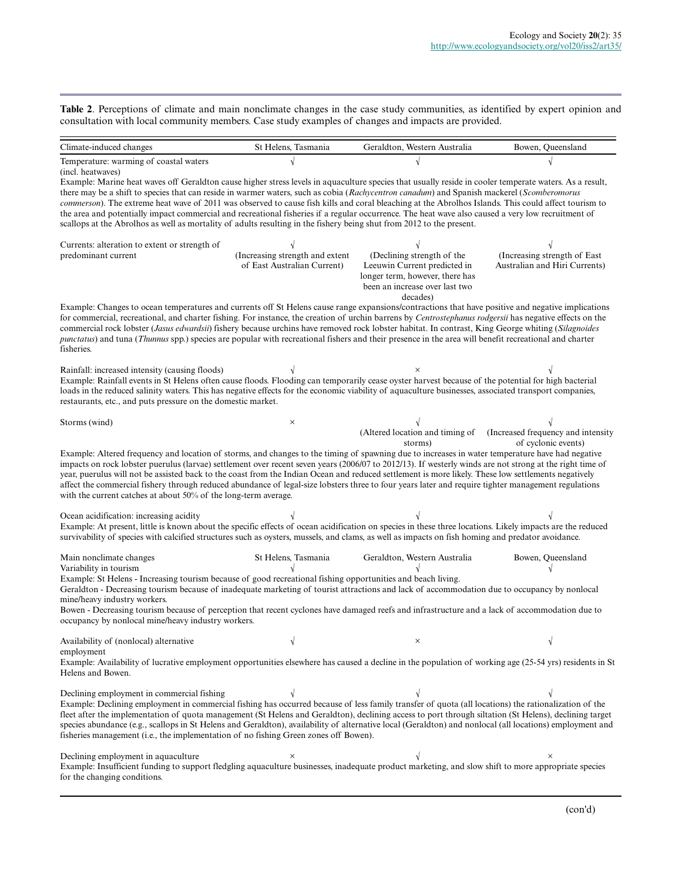**Table 2**. Perceptions of climate and main nonclimate changes in the case study communities, as identified by expert opinion and consultation with local community members. Case study examples of changes and impacts are provided.

| Climate-induced changes | St Helens, Tasmania | Geraldton, Western Australia | Bowen, Queensland |
|---|---|---|---|
| Temperature: warming of coastal waters (incl. heatwaves) | √ | √ | √ |
| Example: Marine heat waves off Geraldton cause higher stress levels in aquaculture species that usually reside in cooler temperate waters. As a result, there may be a shift to species that can reside in warmer waters, such as cobia (*Rachycentron canadum*) and Spanish mackerel (*Scomberomorus commerson*). The extreme heat wave of 2011 was observed to cause fish kills and coral bleaching at the Abrolhos Islands. This could affect tourism to the area and potentially impact commercial and recreational fisheries if a regular occurrence. The heat wave also caused a very low recruitment of scallops at the Abrolhos as well as mortality of adults resulting in the fishery being shut from 2012 to the present. | | | |
| Currents: alteration to extent or strength of predominant current | √ (Increasing strength and extent of East Australian Current) | √ (Declining strength of the Leeuwin Current predicted in longer term, however, there has been an increase over last two decades) | √ (Increasing strength of East Australian and Hiri Currents) |
| Example: Changes to ocean temperatures and currents off St Helens cause range expansions/contractions that have positive and negative implications for commercial, recreational, and charter fishing. For instance, the creation of urchin barrens by *Centrostephanus rodgersii* has negative effects on the commercial rock lobster (*Jasus edwardsii*) fishery because urchins have removed rock lobster habitat. In contrast, King George whiting (*Silagnoides punctatus*) and tuna (*Thunnus* spp.) species are popular with recreational fishers and their presence in the area will benefit recreational and charter fisheries. | | | |
| Rainfall: increased intensity (causing floods) | √ | × | √ |
| Example: Rainfall events in St Helens often cause floods. Flooding can temporarily cease oyster harvest because of the potential for high bacterial loads in the reduced salinity waters. This has negative effects for the economic viability of aquaculture businesses, associated transport companies, restaurants, etc., and puts pressure on the domestic market. | | | |
| Storms (wind) | × | √ (Altered location and timing of storms) | √ (Increased frequency and intensity of cyclonic events) |
| Example: Altered frequency and location of storms, and changes to the timing of spawning due to increases in water temperature have had negative impacts on rock lobster puerulus (larvae) settlement over recent seven years (2006/07 to 2012/13). If westerly winds are not strong at the right time of year, puerulus will not be assisted back to the coast from the Indian Ocean and reduced settlement is more likely. These low settlements negatively affect the commercial fishery through reduced abundance of legal-size lobsters three to four years later and require tighter management regulations with the current catches at about 50% of the long-term average. | | | |
| Ocean acidification: increasing acidity | √ | √ | √ |
| Example: At present, little is known about the specific effects of ocean acidification on species in these three locations. Likely impacts are the reduced survivability of species with calcified structures such as oysters, mussels, and clams, as well as impacts on fish homing and predator avoidance. | | | |
| **Main nonclimate changes** | **St Helens, Tasmania** | **Geraldton, Western Australia** | **Bowen, Queensland** |
| Variability in tourism | √ | √ | √ |
| Example: St Helens - Increasing tourism because of good recreational fishing opportunities and beach living. Geraldton - Decreasing tourism because of inadequate marketing of tourist attractions and lack of accommodation due to occupancy by nonlocal mine/heavy industry workers. Bowen - Decreasing tourism because of perception that recent cyclones have damaged reefs and infrastructure and a lack of accommodation due to occupancy by nonlocal mine/heavy industry workers. | | | |
| Availability of (nonlocal) alternative employment | √ | × | √ |
| Example: Availability of lucrative employment opportunities elsewhere has caused a decline in the population of working age (25-54 yrs) residents in St Helens and Bowen. | | | |
| Declining employment in commercial fishing | √ | √ | √ |
| Example: Declining employment in commercial fishing has occurred because of less family transfer of quota (all locations) the rationalization of the fleet after the implementation of quota management (St Helens and Geraldton), declining access to port through siltation (St Helens), declining target species abundance (e.g., scallops in St Helens and Geraldton), availability of alternative local (Geraldton) and nonlocal (all locations) employment and fisheries management (i.e., the implementation of no fishing Green zones off Bowen). | | | |
| Declining employment in aquaculture | × | √ | × |
| Example: Insufficient funding to support fledgling aquaculture businesses, inadequate product marketing, and slow shift to more appropriate species for the changing conditions. | | | |

(con'd)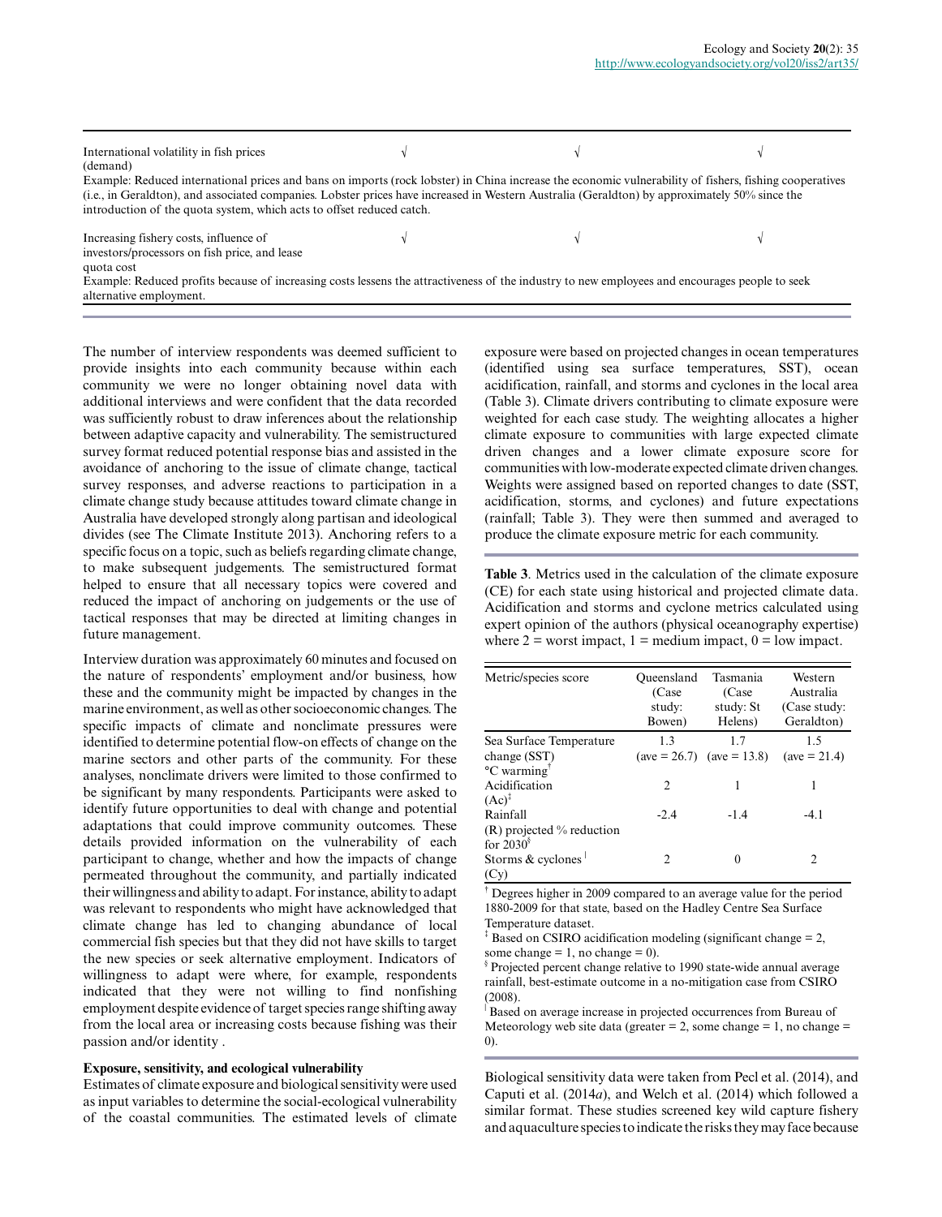| | | | |
|---|---|---|---|
| International volatility in fish prices (demand) | √ | √ | √ |
| Example: Reduced international prices and bans on imports (rock lobster) in China increase the economic vulnerability of fishers, fishing cooperatives (i.e., in Geraldton), and associated companies. Lobster prices have increased in Western Australia (Geraldton) by approximately 50% since the introduction of the quota system, which acts to offset reduced catch. | | | |
| Increasing fishery costs, influence of investors/processors on fish price, and lease quota cost | √ | √ | √ |
| Example: Reduced profits because of increasing costs lessens the attractiveness of the industry to new employees and encourages people to seek alternative employment. | | | |

The number of interview respondents was deemed sufficient to provide insights into each community because within each community we were no longer obtaining novel data with additional interviews and were confident that the data recorded was sufficiently robust to draw inferences about the relationship between adaptive capacity and vulnerability. The semistructured survey format reduced potential response bias and assisted in the avoidance of anchoring to the issue of climate change, tactical survey responses, and adverse reactions to participation in a climate change study because attitudes toward climate change in Australia have developed strongly along partisan and ideological divides (see The Climate Institute 2013). Anchoring refers to a specific focus on a topic, such as beliefs regarding climate change, to make subsequent judgements. The semistructured format helped to ensure that all necessary topics were covered and reduced the impact of anchoring on judgements or the use of tactical responses that may be directed at limiting changes in future management.

Interview duration was approximately 60 minutes and focused on the nature of respondents' employment and/or business, how these and the community might be impacted by changes in the marine environment, as well as other socioeconomic changes. The specific impacts of climate and nonclimate pressures were identified to determine potential flow-on effects of change on the marine sectors and other parts of the community. For these analyses, nonclimate drivers were limited to those confirmed to be significant by many respondents. Participants were asked to identify future opportunities to deal with change and potential adaptations that could improve community outcomes. These details provided information on the vulnerability of each participant to change, whether and how the impacts of change permeated throughout the community, and partially indicated their willingness and ability to adapt. For instance, ability to adapt was relevant to respondents who might have acknowledged that climate change has led to changing abundance of local commercial fish species but that they did not have skills to target the new species or seek alternative employment. Indicators of willingness to adapt were where, for example, respondents indicated that they were not willing to find nonfishing employment despite evidence of target species range shifting away from the local area or increasing costs because fishing was their passion and/or identity .

### Exposure, sensitivity, and ecological vulnerability

Estimates of climate exposure and biological sensitivity were used as input variables to determine the social-ecological vulnerability of the coastal communities. The estimated levels of climate exposure were based on projected changes in ocean temperatures (identified using sea surface temperatures, SST), ocean acidification, rainfall, and storms and cyclones in the local area (Table 3). Climate drivers contributing to climate exposure were weighted for each case study. The weighting allocates a higher climate exposure to communities with large expected climate driven changes and a lower climate exposure score for communities with low-moderate expected climate driven changes. Weights were assigned based on reported changes to date (SST, acidification, storms, and cyclones) and future expectations (rainfall; Table 3). They were then summed and averaged to produce the climate exposure metric for each community.

**Table 3**. Metrics used in the calculation of the climate exposure (CE) for each state using historical and projected climate data. Acidification and storms and cyclone metrics calculated using expert opinion of the authors (physical oceanography expertise) where 2 = worst impact, 1 = medium impact, 0 = low impact.

| Metric/species score | Queensland (Case study: Bowen) | Tasmania (Case study: St Helens) | Western Australia (Case study: Geraldton) |
|---|---|---|---|
| Sea Surface Temperature change (SST) °C warming[†] | 1.3 (ave = 26.7) | 1.7 (ave = 13.8) | 1.5 (ave = 21.4) |
| Acidification (Ac)[‡] | 2 | 1 | 1 |
| Rainfall (R) projected % reduction for 2030[§] | -2.4 | -1.4 | -4.1 |
| Storms & cyclones[|] (Cy) | 2 | 0 | 2 |

[†] Degrees higher in 2009 compared to an average value for the period 1880-2009 for that state, based on the Hadley Centre Sea Surface Temperature dataset.
[‡] Based on CSIRO acidification modeling (significant change = 2, some change = 1, no change = 0).
[§] Projected percent change relative to 1990 state-wide annual average rainfall, best-estimate outcome in a no-mitigation case from CSIRO (2008).
[|] Based on average increase in projected occurrences from Bureau of Meteorology web site data (greater = 2, some change = 1, no change = 0).

Biological sensitivity data were taken from Pecl et al. (2014), and Caputi et al. (2014*a*), and Welch et al. (2014) which followed a similar format. These studies screened key wild capture fishery and aquaculture species to indicate the risks they may face because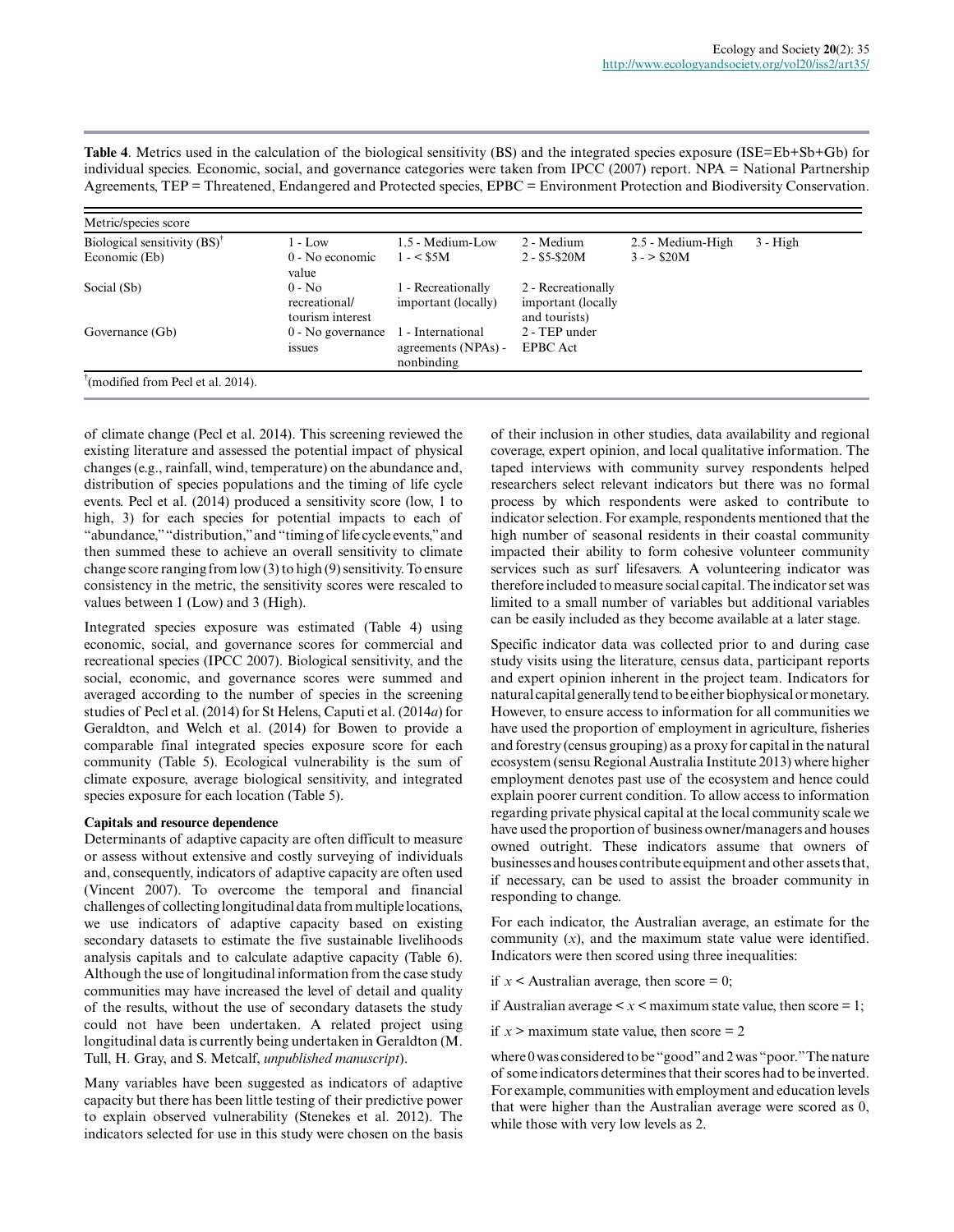**Table 4**. Metrics used in the calculation of the biological sensitivity (BS) and the integrated species exposure (ISE=Eb+Sb+Gb) for individual species. Economic, social, and governance categories were taken from IPCC (2007) report. NPA = National Partnership Agreements, TEP = Threatened, Endangered and Protected species, EPBC = Environment Protection and Biodiversity Conservation.

| Metric/species score | | | | | |
|---|---|---|---|---|---|
| Biological sensitivity (BS)[†] | 1 - Low | 1.5 - Medium-Low | 2 - Medium | 2.5 - Medium-High | 3 - High |
| Economic (Eb) | 0 - No economic value | 1 - < \$5M | 2 - \$5-\$20M | 3 - > \$20M | |
| Social (Sb) | 0 - No recreational/ tourism interest | 1 - Recreationally important (locally) | 2 - Recreationally important (locally and tourists) | | |
| Governance (Gb) | 0 - No governance issues | 1 - International agreements (NPAs) - nonbinding | 2 - TEP under EPBC Act | | |

[†](modified from Pecl et al. 2014).

of climate change (Pecl et al. 2014). This screening reviewed the existing literature and assessed the potential impact of physical changes (e.g., rainfall, wind, temperature) on the abundance and, distribution of species populations and the timing of life cycle events. Pecl et al. (2014) produced a sensitivity score (low, 1 to high, 3) for each species for potential impacts to each of "abundance," "distribution," and "timing of life cycle events," and then summed these to achieve an overall sensitivity to climate change score ranging from low (3) to high (9) sensitivity. To ensure consistency in the metric, the sensitivity scores were rescaled to values between 1 (Low) and 3 (High).

Integrated species exposure was estimated (Table 4) using economic, social, and governance scores for commercial and recreational species (IPCC 2007). Biological sensitivity, and the social, economic, and governance scores were summed and averaged according to the number of species in the screening studies of Pecl et al. (2014) for St Helens, Caputi et al. (2014*a*) for Geraldton, and Welch et al. (2014) for Bowen to provide a comparable final integrated species exposure score for each community (Table 5). Ecological vulnerability is the sum of climate exposure, average biological sensitivity, and integrated species exposure for each location (Table 5).

**Capitals and resource dependence**

Determinants of adaptive capacity are often difficult to measure or assess without extensive and costly surveying of individuals and, consequently, indicators of adaptive capacity are often used (Vincent 2007). To overcome the temporal and financial challenges of collecting longitudinal data from multiple locations, we use indicators of adaptive capacity based on existing secondary datasets to estimate the five sustainable livelihoods analysis capitals and to calculate adaptive capacity (Table 6). Although the use of longitudinal information from the case study communities may have increased the level of detail and quality of the results, without the use of secondary datasets the study could not have been undertaken. A related project using longitudinal data is currently being undertaken in Geraldton (M. Tull, H. Gray, and S. Metcalf, *unpublished manuscript*).

Many variables have been suggested as indicators of adaptive capacity but there has been little testing of their predictive power to explain observed vulnerability (Stenekes et al. 2012). The indicators selected for use in this study were chosen on the basis of their inclusion in other studies, data availability and regional coverage, expert opinion, and local qualitative information. The taped interviews with community survey respondents helped researchers select relevant indicators but there was no formal process by which respondents were asked to contribute to indicator selection. For example, respondents mentioned that the high number of seasonal residents in their coastal community impacted their ability to form cohesive volunteer community services such as surf lifesavers. A volunteering indicator was therefore included to measure social capital. The indicator set was limited to a small number of variables but additional variables can be easily included as they become available at a later stage.

Specific indicator data was collected prior to and during case study visits using the literature, census data, participant reports and expert opinion inherent in the project team. Indicators for natural capital generally tend to be either biophysical or monetary. However, to ensure access to information for all communities we have used the proportion of employment in agriculture, fisheries and forestry (census grouping) as a proxy for capital in the natural ecosystem (sensu Regional Australia Institute 2013) where higher employment denotes past use of the ecosystem and hence could explain poorer current condition. To allow access to information regarding private physical capital at the local community scale we have used the proportion of business owner/managers and houses owned outright. These indicators assume that owners of businesses and houses contribute equipment and other assets that, if necessary, can be used to assist the broader community in responding to change.

For each indicator, the Australian average, an estimate for the community ($x$), and the maximum state value were identified. Indicators were then scored using three inequalities:

if $x$ < Australian average, then score = 0;

if Australian average < $x$ < maximum state value, then score = 1;

if $x$ > maximum state value, then score = 2

where 0 was considered to be "good" and 2 was "poor." The nature of some indicators determines that their scores had to be inverted. For example, communities with employment and education levels that were higher than the Australian average were scored as 0, while those with very low levels as 2.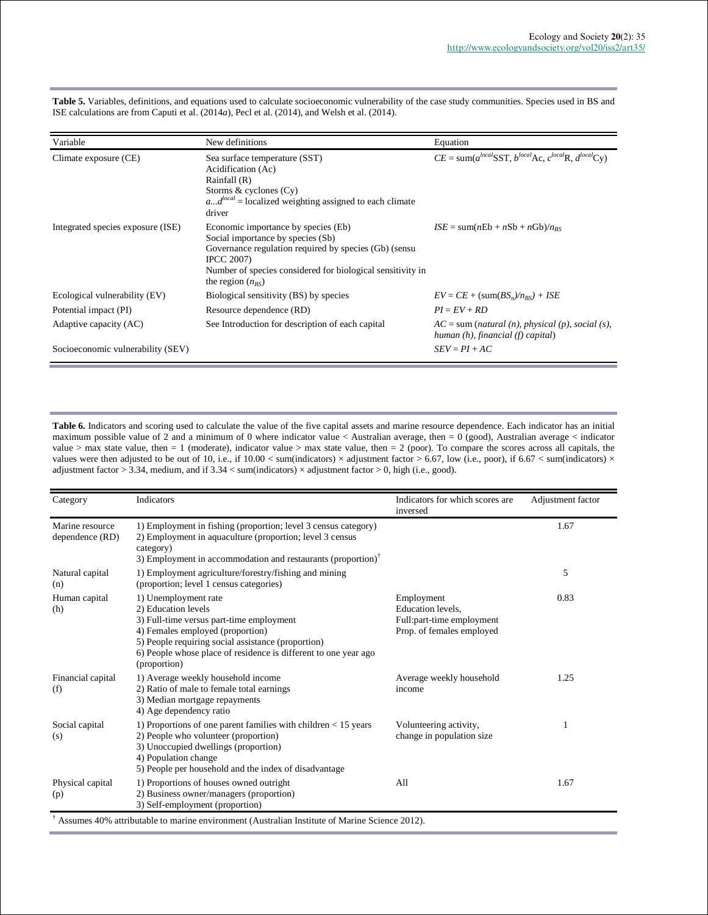**Table 5.** Variables, definitions, and equations used to calculate socioeconomic vulnerability of the case study communities. Species used in BS and ISE calculations are from Caputi et al. (2014*a*), Pecl et al. (2014), and Welsh et al. (2014).

| Variable | New definitions | Equation |
|---|---|---|
| Climate exposure (CE) | Sea surface temperature (SST)<br>Acidification (Ac)<br>Rainfall (R)<br>Storms & cyclones (Cy)<br>$a...d^{local}$ = localized weighting assigned to each climate driver | $CE = \text{sum}(a^{local}\text{SST}, b^{local}\text{Ac}, c^{local}\text{R}, d^{local}\text{Cy})$ |
| Integrated species exposure (ISE) | Economic importance by species (Eb)<br>Social importance by species (Sb)<br>Governance regulation required by species (Gb) (sensu IPCC 2007)<br>Number of species considered for biological sensitivity in the region ($n_{BS}$) | $ISE = \text{sum}(n\text{Eb} + n\text{Sb} + n\text{Gb})/n_{BS}$ |
| Ecological vulnerability (EV) | Biological sensitivity (BS) by species | $EV = CE + (\text{sum}(BS_n)/n_{BS}) + ISE$ |
| Potential impact (PI) | Resource dependence (RD) | $PI = EV + RD$ |
| Adaptive capacity (AC) | See Introduction for description of each capital | $AC$ = sum (*natural (n), physical (p), social (s), human (h), financial (f) capital*) |
| Socioeconomic vulnerability (SEV) | | $SEV = PI + AC$ |

**Table 6.** Indicators and scoring used to calculate the value of the five capital assets and marine resource dependence. Each indicator has an initial maximum possible value of 2 and a minimum of 0 where indicator value < Australian average, then = 0 (good), Australian average < indicator value > max state value, then = 1 (moderate), indicator value > max state value, then = 2 (poor). To compare the scores across all capitals, the values were then adjusted to be out of 10, i.e., if 10.00 < sum(indicators) × adjustment factor > 6.67, low (i.e., poor), if 6.67 < sum(indicators) × adjustment factor > 3.34, medium, and if 3.34 < sum(indicators) × adjustment factor > 0, high (i.e., good).

| Category | Indicators | Indicators for which scores are inversed | Adjustment factor |
|---|---|---|---|
| Marine resource dependence (RD) | 1) Employment in fishing (proportion; level 3 census category)<br>2) Employment in aquaculture (proportion; level 3 census category)<br>3) Employment in accommodation and restaurants (proportion)[†] | | 1.67 |
| Natural capital (n) | 1) Employment agriculture/forestry/fishing and mining (proportion; level 1 census categories) | | 5 |
| Human capital (h) | 1) Unemployment rate<br>2) Education levels<br>3) Full-time versus part-time employment<br>4) Females employed (proportion)<br>5) People requiring social assistance (proportion)<br>6) People whose place of residence is different to one year ago (proportion) | Employment<br>Education levels,<br>Full:part-time employment<br>Prop. of females employed | 0.83 |
| Financial capital (f) | 1) Average weekly household income<br>2) Ratio of male to female total earnings<br>3) Median mortgage repayments<br>4) Age dependency ratio | Average weekly household income | 1.25 |
| Social capital (s) | 1) Proportions of one parent families with children < 15 years<br>2) People who volunteer (proportion)<br>3) Unoccupied dwellings (proportion)<br>4) Population change<br>5) People per household and the index of disadvantage | Volunteering activity,<br>change in population size | 1 |
| Physical capital (p) | 1) Proportions of houses owned outright<br>2) Business owner/managers (proportion)<br>3) Self-employment (proportion) | All | 1.67 |

[†] Assumes 40% attributable to marine environment (Australian Institute of Marine Science 2012).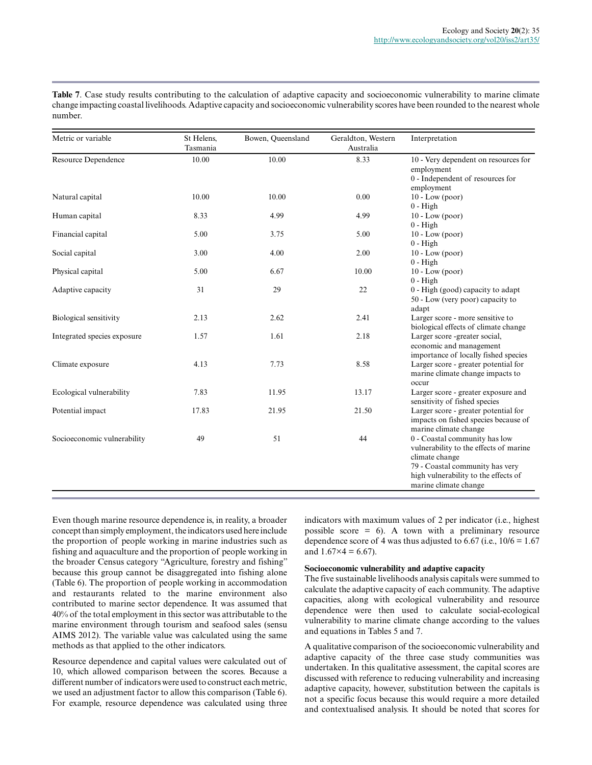**Table 7**. Case study results contributing to the calculation of adaptive capacity and socioeconomic vulnerability to marine climate change impacting coastal livelihoods. Adaptive capacity and socioeconomic vulnerability scores have been rounded to the nearest whole number.

| Metric or variable | St Helens, Tasmania | Bowen, Queensland | Geraldton, Western Australia | Interpretation |
|---|---|---|---|---|
| Resource Dependence | 10.00 | 10.00 | 8.33 | 10 - Very dependent on resources for employment<br>0 - Independent of resources for employment |
| Natural capital | 10.00 | 10.00 | 0.00 | 10 - Low (poor)<br>0 - High |
| Human capital | 8.33 | 4.99 | 4.99 | 10 - Low (poor)<br>0 - High |
| Financial capital | 5.00 | 3.75 | 5.00 | 10 - Low (poor)<br>0 - High |
| Social capital | 3.00 | 4.00 | 2.00 | 10 - Low (poor)<br>0 - High |
| Physical capital | 5.00 | 6.67 | 10.00 | 10 - Low (poor)<br>0 - High |
| Adaptive capacity | 31 | 29 | 22 | 0 - High (good) capacity to adapt<br>50 - Low (very poor) capacity to adapt |
| Biological sensitivity | 2.13 | 2.62 | 2.41 | Larger score - more sensitive to biological effects of climate change |
| Integrated species exposure | 1.57 | 1.61 | 2.18 | Larger score -greater social, economic and management importance of locally fished species |
| Climate exposure | 4.13 | 7.73 | 8.58 | Larger score - greater potential for marine climate change impacts to occur |
| Ecological vulnerability | 7.83 | 11.95 | 13.17 | Larger score - greater exposure and sensitivity of fished species |
| Potential impact | 17.83 | 21.95 | 21.50 | Larger score - greater potential for impacts on fished species because of marine climate change |
| Socioeconomic vulnerability | 49 | 51 | 44 | 0 - Coastal community has low vulnerability to the effects of marine climate change<br>79 - Coastal community has very high vulnerability to the effects of marine climate change |

Even though marine resource dependence is, in reality, a broader concept than simply employment, the indicators used here include the proportion of people working in marine industries such as fishing and aquaculture and the proportion of people working in the broader Census category "Agriculture, forestry and fishing" because this group cannot be disaggregated into fishing alone (Table 6). The proportion of people working in accommodation and restaurants related to the marine environment also contributed to marine sector dependence. It was assumed that 40% of the total employment in this sector was attributable to the marine environment through tourism and seafood sales (sensu AIMS 2012). The variable value was calculated using the same methods as that applied to the other indicators.

Resource dependence and capital values were calculated out of 10, which allowed comparison between the scores. Because a different number of indicators were used to construct each metric, we used an adjustment factor to allow this comparison (Table 6). For example, resource dependence was calculated using three indicators with maximum values of 2 per indicator (i.e., highest possible score = 6). A town with a preliminary resource dependence score of 4 was thus adjusted to 6.67 (i.e., $10/6 = 1.67$ and $1.67 \times 4 = 6.67$).

### Socioeconomic vulnerability and adaptive capacity

The five sustainable livelihoods analysis capitals were summed to calculate the adaptive capacity of each community. The adaptive capacities, along with ecological vulnerability and resource dependence were then used to calculate social-ecological vulnerability to marine climate change according to the values and equations in Tables 5 and 7.

A qualitative comparison of the socioeconomic vulnerability and adaptive capacity of the three case study communities was undertaken. In this qualitative assessment, the capital scores are discussed with reference to reducing vulnerability and increasing adaptive capacity, however, substitution between the capitals is not a specific focus because this would require a more detailed and contextualised analysis. It should be noted that scores for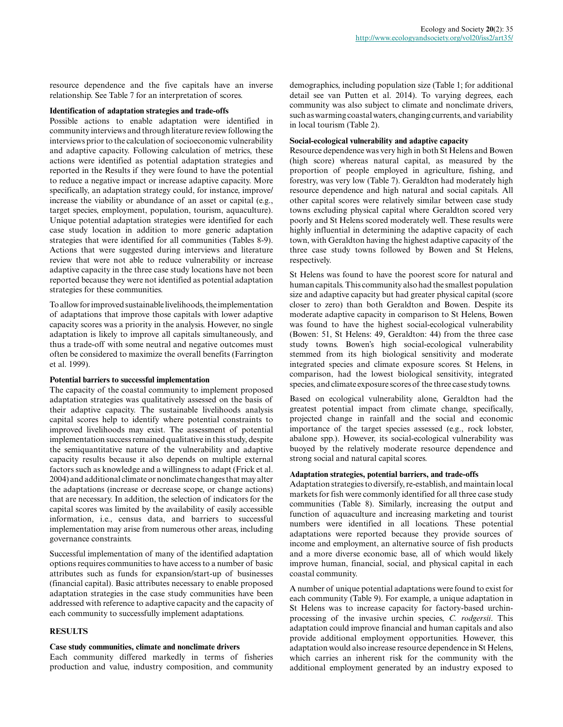resource dependence and the five capitals have an inverse relationship. See Table 7 for an interpretation of scores.

### Identification of adaptation strategies and trade-offs

Possible actions to enable adaptation were identified in community interviews and through literature review following the interviews prior to the calculation of socioeconomic vulnerability and adaptive capacity. Following calculation of metrics, these actions were identified as potential adaptation strategies and reported in the Results if they were found to have the potential to reduce a negative impact or increase adaptive capacity. More specifically, an adaptation strategy could, for instance, improve/increase the viability or abundance of an asset or capital (e.g., target species, employment, population, tourism, aquaculture). Unique potential adaptation strategies were identified for each case study location in addition to more generic adaptation strategies that were identified for all communities (Tables 8-9). Actions that were suggested during interviews and literature review that were not able to reduce vulnerability or increase adaptive capacity in the three case study locations have not been reported because they were not identified as potential adaptation strategies for these communities.

To allow for improved sustainable livelihoods, the implementation of adaptations that improve those capitals with lower adaptive capacity scores was a priority in the analysis. However, no single adaptation is likely to improve all capitals simultaneously, and thus a trade-off with some neutral and negative outcomes must often be considered to maximize the overall benefits (Farrington et al. 1999).

### Potential barriers to successful implementation

The capacity of the coastal community to implement proposed adaptation strategies was qualitatively assessed on the basis of their adaptive capacity. The sustainable livelihoods analysis capital scores help to identify where potential constraints to improved livelihoods may exist. The assessment of potential implementation success remained qualitative in this study, despite the semiquantitative nature of the vulnerability and adaptive capacity results because it also depends on multiple external factors such as knowledge and a willingness to adapt (Frick et al. 2004) and additional climate or nonclimate changes that may alter the adaptations (increase or decrease scope, or change actions) that are necessary. In addition, the selection of indicators for the capital scores was limited by the availability of easily accessible information, i.e., census data, and barriers to successful implementation may arise from numerous other areas, including governance constraints.

Successful implementation of many of the identified adaptation options requires communities to have access to a number of basic attributes such as funds for expansion/start-up of businesses (financial capital). Basic attributes necessary to enable proposed adaptation strategies in the case study communities have been addressed with reference to adaptive capacity and the capacity of each community to successfully implement adaptations.

## RESULTS

### Case study communities, climate and nonclimate drivers

Each community differed markedly in terms of fisheries production and value, industry composition, and community demographics, including population size (Table 1; for additional detail see van Putten et al. 2014). To varying degrees, each community was also subject to climate and nonclimate drivers, such as warming coastal waters, changing currents, and variability in local tourism (Table 2).

### Social-ecological vulnerability and adaptive capacity

Resource dependence was very high in both St Helens and Bowen (high score) whereas natural capital, as measured by the proportion of people employed in agriculture, fishing, and forestry, was very low (Table 7). Geraldton had moderately high resource dependence and high natural and social capitals. All other capital scores were relatively similar between case study towns excluding physical capital where Geraldton scored very poorly and St Helens scored moderately well. These results were highly influential in determining the adaptive capacity of each town, with Geraldton having the highest adaptive capacity of the three case study towns followed by Bowen and St Helens, respectively.

St Helens was found to have the poorest score for natural and human capitals. This community also had the smallest population size and adaptive capacity but had greater physical capital (score closer to zero) than both Geraldton and Bowen. Despite its moderate adaptive capacity in comparison to St Helens, Bowen was found to have the highest social-ecological vulnerability (Bowen: 51, St Helens: 49, Geraldton: 44) from the three case study towns. Bowen's high social-ecological vulnerability stemmed from its high biological sensitivity and moderate integrated species and climate exposure scores. St Helens, in comparison, had the lowest biological sensitivity, integrated species, and climate exposure scores of the three case study towns.

Based on ecological vulnerability alone, Geraldton had the greatest potential impact from climate change, specifically, projected change in rainfall and the social and economic importance of the target species assessed (e.g., rock lobster, abalone spp.). However, its social-ecological vulnerability was buoyed by the relatively moderate resource dependence and strong social and natural capital scores.

### Adaptation strategies, potential barriers, and trade-offs

Adaptation strategies to diversify, re-establish, and maintain local markets for fish were commonly identified for all three case study communities (Table 8). Similarly, increasing the output and function of aquaculture and increasing marketing and tourist numbers were identified in all locations. These potential adaptations were reported because they provide sources of income and employment, an alternative source of fish products and a more diverse economic base, all of which would likely improve human, financial, social, and physical capital in each coastal community.

A number of unique potential adaptations were found to exist for each community (Table 9). For example, a unique adaptation in St Helens was to increase capacity for factory-based urchin-processing of the invasive urchin species, *C. rodgersii*. This adaptation could improve financial and human capitals and also provide additional employment opportunities. However, this adaptation would also increase resource dependence in St Helens, which carries an inherent risk for the community with the additional employment generated by an industry exposed to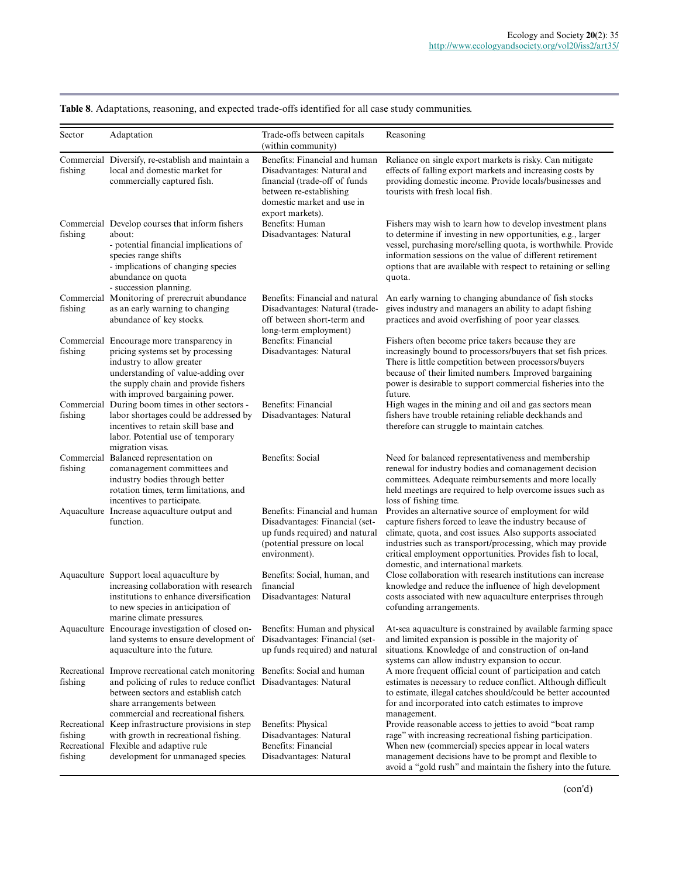**Table 8**. Adaptations, reasoning, and expected trade-offs identified for all case study communities.

| Sector | Adaptation | Trade-offs between capitals (within community) | Reasoning |
|---|---|---|---|
| Commercial fishing | Diversify, re-establish and maintain a local and domestic market for commercially captured fish. | Benefits: Financial and human<br>Disadvantages: Natural and financial (trade-off of funds between re-establishing domestic market and use in export markets). | Reliance on single export markets is risky. Can mitigate effects of falling export markets and increasing costs by providing domestic income. Provide locals/businesses and tourists with fresh local fish. |
| Commercial fishing | Develop courses that inform fishers about:<br>- potential financial implications of species range shifts<br>- implications of changing species abundance on quota<br>- succession planning. | Benefits: Human<br>Disadvantages: Natural | Fishers may wish to learn how to develop investment plans to determine if investing in new opportunities, e.g., larger vessel, purchasing more/selling quota, is worthwhile. Provide information sessions on the value of different retirement options that are available with respect to retaining or selling quota. |
| Commercial fishing | Monitoring of prerecruit abundance as an early warning to changing abundance of key stocks. | Benefits: Financial and natural<br>Disadvantages: Natural (trade-off between short-term and long-term employment) | An early warning to changing abundance of fish stocks gives industry and managers an ability to adapt fishing practices and avoid overfishing of poor year classes. |
| Commercial fishing | Encourage more transparency in pricing systems set by processing industry to allow greater understanding of value-adding over the supply chain and provide fishers with improved bargaining power. | Benefits: Financial<br>Disadvantages: Natural | Fishers often become price takers because they are increasingly bound to processors/buyers that set fish prices. There is little competition between processors/buyers because of their limited numbers. Improved bargaining power is desirable to support commercial fisheries into the future. |
| Commercial fishing | During boom times in other sectors - labor shortages could be addressed by incentives to retain skill base and labor. Potential use of temporary migration visas. | Benefits: Financial<br>Disadvantages: Natural | High wages in the mining and oil and gas sectors mean fishers have trouble retaining reliable deckhands and therefore can struggle to maintain catches. |
| Commercial fishing | Balanced representation on comanagement committees and industry bodies through better rotation times, term limitations, and incentives to participate. | Benefits: Social | Need for balanced representativeness and membership renewal for industry bodies and comanagement decision committees. Adequate reimbursements and more locally held meetings are required to help overcome issues such as loss of fishing time. |
| Aquaculture | Increase aquaculture output and function. | Benefits: Financial and human<br>Disadvantages: Financial (set-up funds required) and natural (potential pressure on local environment). | Provides an alternative source of employment for wild capture fishers forced to leave the industry because of climate, quota, and cost issues. Also supports associated industries such as transport/processing, which may provide critical employment opportunities. Provides fish to local, domestic, and international markets. |
| Aquaculture | Support local aquaculture by increasing collaboration with research institutions to enhance diversification to new species in anticipation of marine climate pressures. | Benefits: Social, human, and financial<br>Disadvantages: Natural | Close collaboration with research institutions can increase knowledge and reduce the influence of high development costs associated with new aquaculture enterprises through cofunding arrangements. |
| Aquaculture | Encourage investigation of closed on-land systems to ensure development of aquaculture into the future. | Benefits: Human and physical<br>Disadvantages: Financial (set-up funds required) and natural | At-sea aquaculture is constrained by available farming space and limited expansion is possible in the majority of situations. Knowledge of and construction of on-land systems can allow industry expansion to occur. |
| Recreational fishing | Improve recreational catch monitoring and policing of rules to reduce conflict between sectors and establish catch share arrangements between commercial and recreational fishers. | Benefits: Social and human<br>Disadvantages: Natural | A more frequent official count of participation and catch estimates is necessary to reduce conflict. Although difficult to estimate, illegal catches should/could be better accounted for and incorporated into catch estimates to improve management. |
| Recreational fishing | Keep infrastructure provisions in step with growth in recreational fishing. | Benefits: Physical<br>Disadvantages: Natural | Provide reasonable access to jetties to avoid "boat ramp rage" with increasing recreational fishing participation. |
| Recreational fishing | Flexible and adaptive rule development for unmanaged species. | Benefits: Financial<br>Disadvantages: Natural | When new (commercial) species appear in local waters management decisions have to be prompt and flexible to avoid a "gold rush" and maintain the fishery into the future. |

(con'd)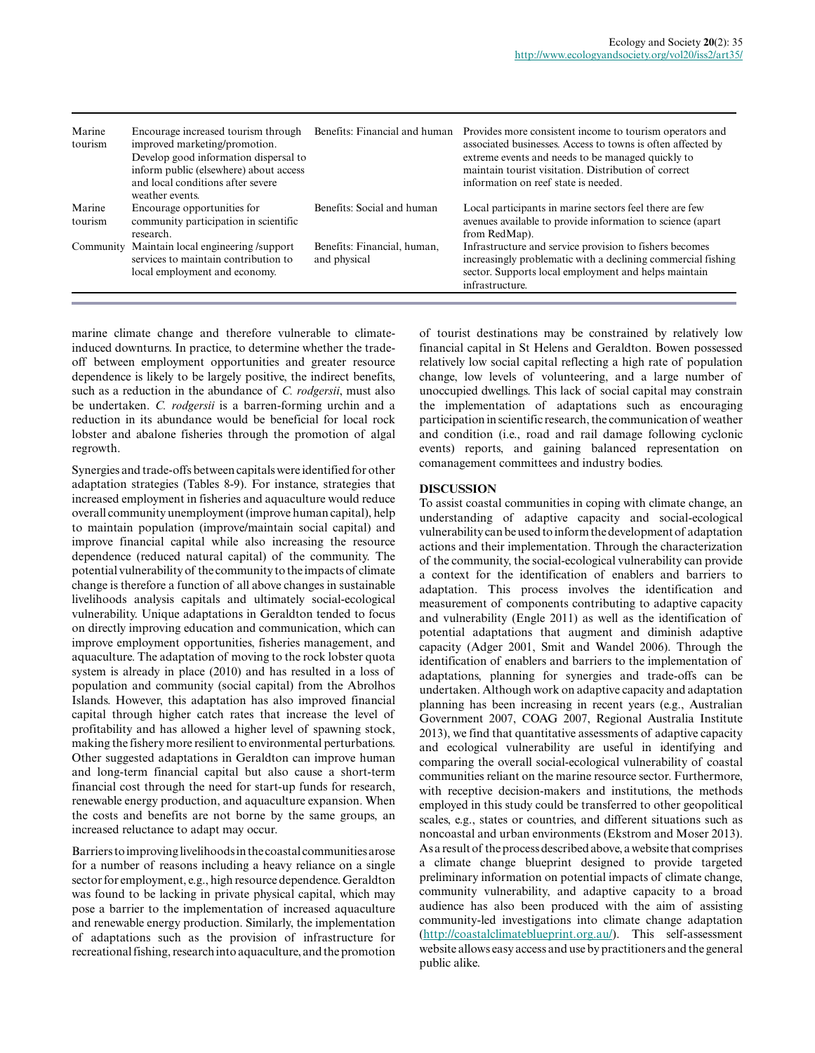| | | | |
|---|---|---|---|
| Marine tourism | Encourage increased tourism through improved marketing/promotion. Develop good information dispersal to inform public (elsewhere) about access and local conditions after severe weather events. | Benefits: Financial and human | Provides more consistent income to tourism operators and associated businesses. Access to towns is often affected by extreme events and needs to be managed quickly to maintain tourist visitation. Distribution of correct information on reef state is needed. |
| Marine tourism | Encourage opportunities for community participation in scientific research. | Benefits: Social and human | Local participants in marine sectors feel there are few avenues available to provide information to science (apart from RedMap). |
| Community | Maintain local engineering /support services to maintain contribution to local employment and economy. | Benefits: Financial, human, and physical | Infrastructure and service provision to fishers becomes increasingly problematic with a declining commercial fishing sector. Supports local employment and helps maintain infrastructure. |

marine climate change and therefore vulnerable to climate-induced downturns. In practice, to determine whether the trade-off between employment opportunities and greater resource dependence is likely to be largely positive, the indirect benefits, such as a reduction in the abundance of *C. rodgersii*, must also be undertaken. *C. rodgersii* is a barren-forming urchin and a reduction in its abundance would be beneficial for local rock lobster and abalone fisheries through the promotion of algal regrowth.

Synergies and trade-offs between capitals were identified for other adaptation strategies (Tables 8-9). For instance, strategies that increased employment in fisheries and aquaculture would reduce overall community unemployment (improve human capital), help to maintain population (improve/maintain social capital) and improve financial capital while also increasing the resource dependence (reduced natural capital) of the community. The potential vulnerability of the community to the impacts of climate change is therefore a function of all above changes in sustainable livelihoods analysis capitals and ultimately social-ecological vulnerability. Unique adaptations in Geraldton tended to focus on directly improving education and communication, which can improve employment opportunities, fisheries management, and aquaculture. The adaptation of moving to the rock lobster quota system is already in place (2010) and has resulted in a loss of population and community (social capital) from the Abrolhos Islands. However, this adaptation has also improved financial capital through higher catch rates that increase the level of profitability and has allowed a higher level of spawning stock, making the fishery more resilient to environmental perturbations. Other suggested adaptations in Geraldton can improve human and long-term financial capital but also cause a short-term financial cost through the need for start-up funds for research, renewable energy production, and aquaculture expansion. When the costs and benefits are not borne by the same groups, an increased reluctance to adapt may occur.

Barriers to improving livelihoods in the coastal communities arose for a number of reasons including a heavy reliance on a single sector for employment, e.g., high resource dependence. Geraldton was found to be lacking in private physical capital, which may pose a barrier to the implementation of increased aquaculture and renewable energy production. Similarly, the implementation of adaptations such as the provision of infrastructure for recreational fishing, research into aquaculture, and the promotion of tourist destinations may be constrained by relatively low financial capital in St Helens and Geraldton. Bowen possessed relatively low social capital reflecting a high rate of population change, low levels of volunteering, and a large number of unoccupied dwellings. This lack of social capital may constrain the implementation of adaptations such as encouraging participation in scientific research, the communication of weather and condition (i.e., road and rail damage following cyclonic events) reports, and gaining balanced representation on comanagement committees and industry bodies.

## DISCUSSION

To assist coastal communities in coping with climate change, an understanding of adaptive capacity and social-ecological vulnerability can be used to inform the development of adaptation actions and their implementation. Through the characterization of the community, the social-ecological vulnerability can provide a context for the identification of enablers and barriers to adaptation. This process involves the identification and measurement of components contributing to adaptive capacity and vulnerability (Engle 2011) as well as the identification of potential adaptations that augment and diminish adaptive capacity (Adger 2001, Smit and Wandel 2006). Through the identification of enablers and barriers to the implementation of adaptations, planning for synergies and trade-offs can be undertaken. Although work on adaptive capacity and adaptation planning has been increasing in recent years (e.g., Australian Government 2007, COAG 2007, Regional Australia Institute 2013), we find that quantitative assessments of adaptive capacity and ecological vulnerability are useful in identifying and comparing the overall social-ecological vulnerability of coastal communities reliant on the marine resource sector. Furthermore, with receptive decision-makers and institutions, the methods employed in this study could be transferred to other geopolitical scales, e.g., states or countries, and different situations such as noncoastal and urban environments (Ekstrom and Moser 2013). As a result of the process described above, a website that comprises a climate change blueprint designed to provide targeted preliminary information on potential impacts of climate change, community vulnerability, and adaptive capacity to a broad audience has also been produced with the aim of assisting community-led investigations into climate change adaptation (http://coastalclimateblueprint.org.au/). This self-assessment website allows easy access and use by practitioners and the general public alike.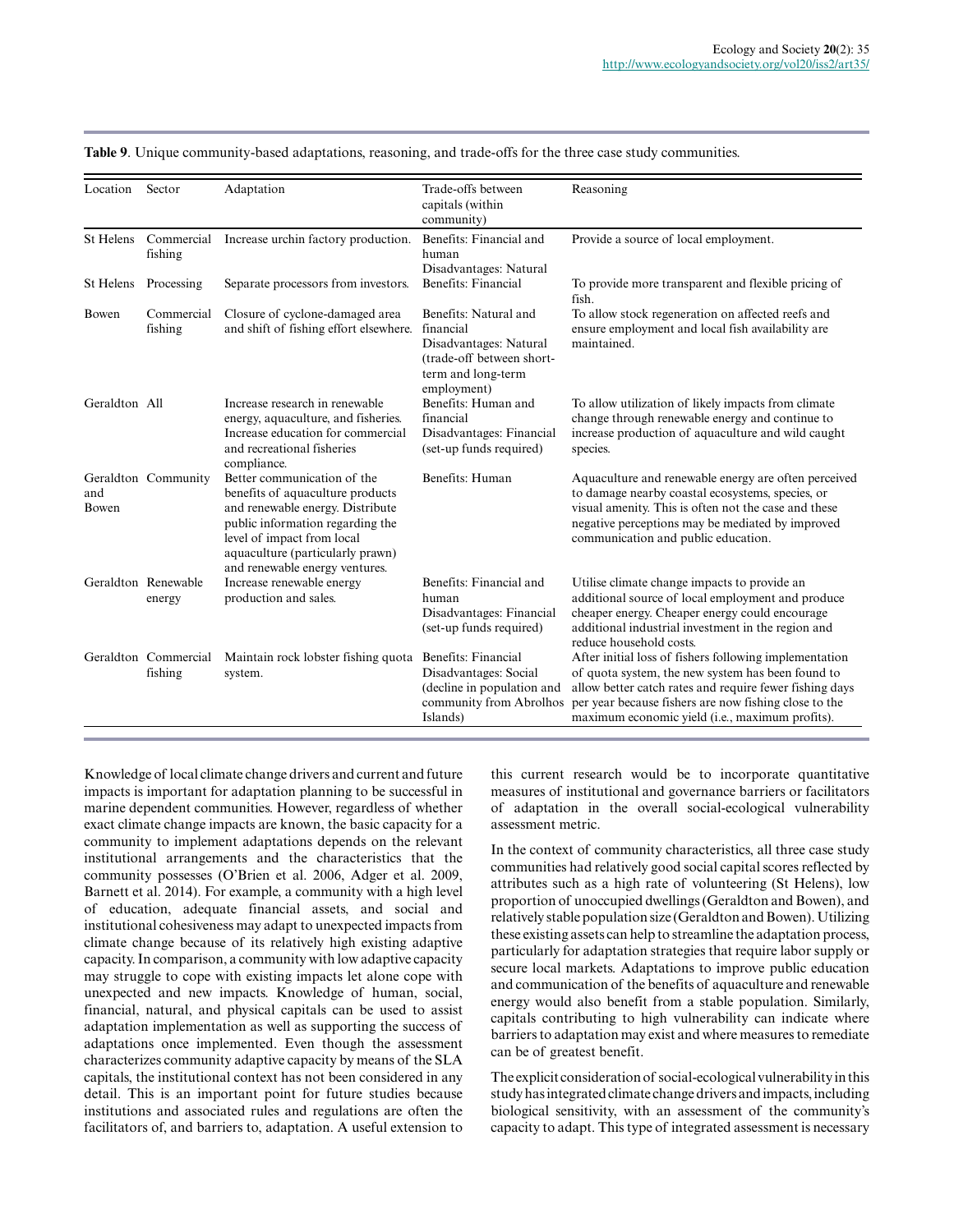**Table 9**. Unique community-based adaptations, reasoning, and trade-offs for the three case study communities.

| Location | Sector | Adaptation | Trade-offs between capitals (within community) | Reasoning |
|---|---|---|---|---|
| St Helens | Commercial fishing | Increase urchin factory production. | Benefits: Financial and human<br>Disadvantages: Natural | Provide a source of local employment. |
| St Helens | Processing | Separate processors from investors. | Benefits: Financial | To provide more transparent and flexible pricing of fish. |
| Bowen | Commercial fishing | Closure of cyclone-damaged area and shift of fishing effort elsewhere. | Benefits: Natural and financial<br>Disadvantages: Natural (trade-off between short-term and long-term employment) | To allow stock regeneration on affected reefs and ensure employment and local fish availability are maintained. |
| Geraldton | All | Increase research in renewable energy, aquaculture, and fisheries. Increase education for commercial and recreational fisheries compliance. | Benefits: Human and financial<br>Disadvantages: Financial (set-up funds required) | To allow utilization of likely impacts from climate change through renewable energy and continue to increase production of aquaculture and wild caught species. |
| Geraldton and Bowen | Community | Better communication of the benefits of aquaculture products and renewable energy. Distribute public information regarding the level of impact from local aquaculture (particularly prawn) and renewable energy ventures. | Benefits: Human | Aquaculture and renewable energy are often perceived to damage nearby coastal ecosystems, species, or visual amenity. This is often not the case and these negative perceptions may be mediated by improved communication and public education. |
| Geraldton | Renewable energy | Increase renewable energy production and sales. | Benefits: Financial and human<br>Disadvantages: Financial (set-up funds required) | Utilise climate change impacts to provide an additional source of local employment and produce cheaper energy. Cheaper energy could encourage additional industrial investment in the region and reduce household costs. |
| Geraldton | Commercial fishing | Maintain rock lobster fishing quota system. | Benefits: Financial<br>Disadvantages: Social (decline in population and community from Abrolhos Islands) | After initial loss of fishers following implementation of quota system, the new system has been found to allow better catch rates and require fewer fishing days per year because fishers are now fishing close to the maximum economic yield (i.e., maximum profits). |

Knowledge of local climate change drivers and current and future impacts is important for adaptation planning to be successful in marine dependent communities. However, regardless of whether exact climate change impacts are known, the basic capacity for a community to implement adaptations depends on the relevant institutional arrangements and the characteristics that the community possesses (O'Brien et al. 2006, Adger et al. 2009, Barnett et al. 2014). For example, a community with a high level of education, adequate financial assets, and social and institutional cohesiveness may adapt to unexpected impacts from climate change because of its relatively high existing adaptive capacity. In comparison, a community with low adaptive capacity may struggle to cope with existing impacts let alone cope with unexpected and new impacts. Knowledge of human, social, financial, natural, and physical capitals can be used to assist adaptation implementation as well as supporting the success of adaptations once implemented. Even though the assessment characterizes community adaptive capacity by means of the SLA capitals, the institutional context has not been considered in any detail. This is an important point for future studies because institutions and associated rules and regulations are often the facilitators of, and barriers to, adaptation. A useful extension to this current research would be to incorporate quantitative measures of institutional and governance barriers or facilitators of adaptation in the overall social-ecological vulnerability assessment metric.

In the context of community characteristics, all three case study communities had relatively good social capital scores reflected by attributes such as a high rate of volunteering (St Helens), low proportion of unoccupied dwellings (Geraldton and Bowen), and relatively stable population size (Geraldton and Bowen). Utilizing these existing assets can help to streamline the adaptation process, particularly for adaptation strategies that require labor supply or secure local markets. Adaptations to improve public education and communication of the benefits of aquaculture and renewable energy would also benefit from a stable population. Similarly, capitals contributing to high vulnerability can indicate where barriers to adaptation may exist and where measures to remediate can be of greatest benefit.

The explicit consideration of social-ecological vulnerability in this study has integrated climate change drivers and impacts, including biological sensitivity, with an assessment of the community's capacity to adapt. This type of integrated assessment is necessary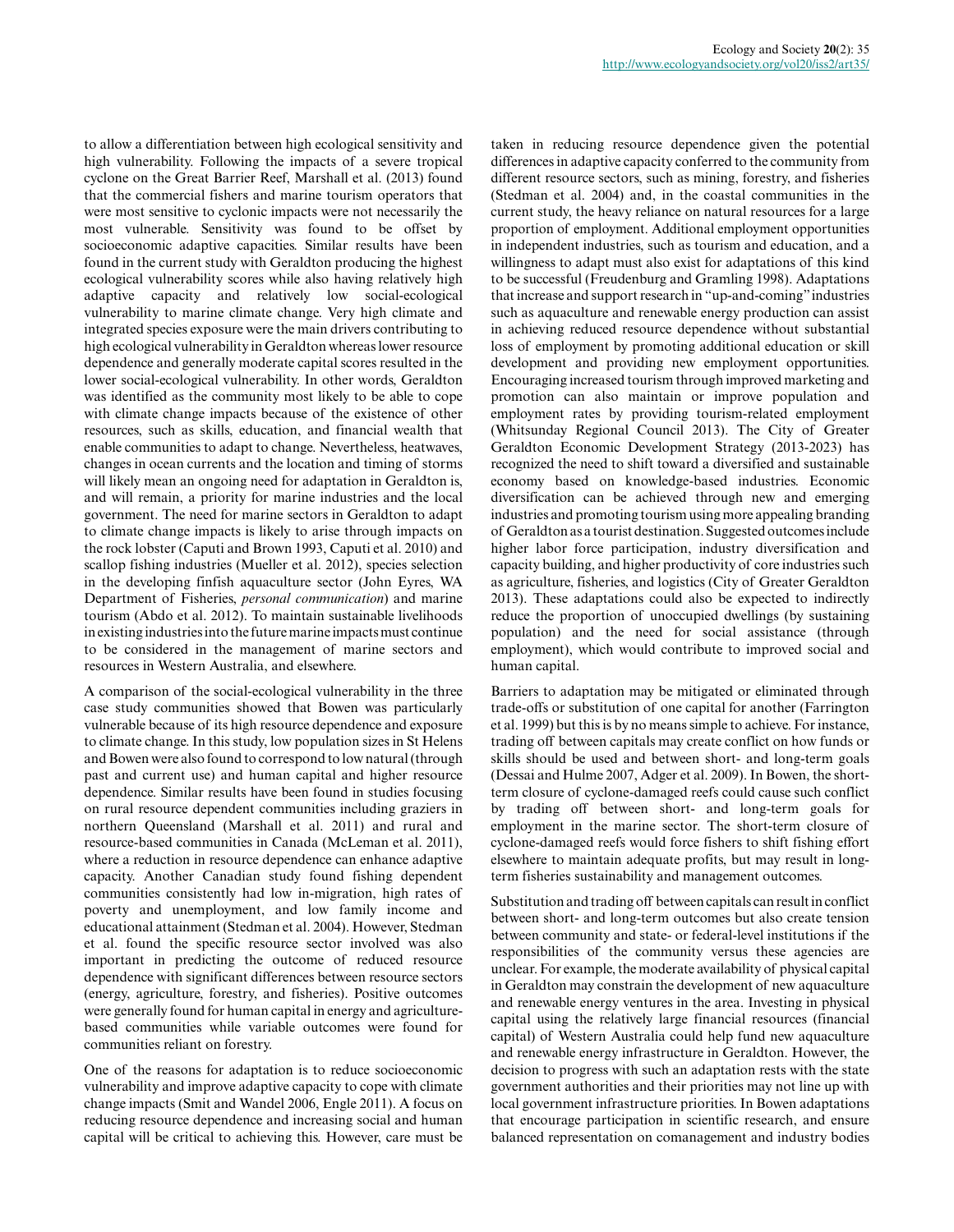to allow a differentiation between high ecological sensitivity and high vulnerability. Following the impacts of a severe tropical cyclone on the Great Barrier Reef, Marshall et al. (2013) found that the commercial fishers and marine tourism operators that were most sensitive to cyclonic impacts were not necessarily the most vulnerable. Sensitivity was found to be offset by socioeconomic adaptive capacities. Similar results have been found in the current study with Geraldton producing the highest ecological vulnerability scores while also having relatively high adaptive capacity and relatively low social-ecological vulnerability to marine climate change. Very high climate and integrated species exposure were the main drivers contributing to high ecological vulnerability in Geraldton whereas lower resource dependence and generally moderate capital scores resulted in the lower social-ecological vulnerability. In other words, Geraldton was identified as the community most likely to be able to cope with climate change impacts because of the existence of other resources, such as skills, education, and financial wealth that enable communities to adapt to change. Nevertheless, heatwaves, changes in ocean currents and the location and timing of storms will likely mean an ongoing need for adaptation in Geraldton is, and will remain, a priority for marine industries and the local government. The need for marine sectors in Geraldton to adapt to climate change impacts is likely to arise through impacts on the rock lobster (Caputi and Brown 1993, Caputi et al. 2010) and scallop fishing industries (Mueller et al. 2012), species selection in the developing finfish aquaculture sector (John Eyres, WA Department of Fisheries, *personal communication*) and marine tourism (Abdo et al. 2012). To maintain sustainable livelihoods in existing industries into the future marine impacts must continue to be considered in the management of marine sectors and resources in Western Australia, and elsewhere.

A comparison of the social-ecological vulnerability in the three case study communities showed that Bowen was particularly vulnerable because of its high resource dependence and exposure to climate change. In this study, low population sizes in St Helens and Bowen were also found to correspond to low natural (through past and current use) and human capital and higher resource dependence. Similar results have been found in studies focusing on rural resource dependent communities including graziers in northern Queensland (Marshall et al. 2011) and rural and resource-based communities in Canada (McLeman et al. 2011), where a reduction in resource dependence can enhance adaptive capacity. Another Canadian study found fishing dependent communities consistently had low in-migration, high rates of poverty and unemployment, and low family income and educational attainment (Stedman et al. 2004). However, Stedman et al. found the specific resource sector involved was also important in predicting the outcome of reduced resource dependence with significant differences between resource sectors (energy, agriculture, forestry, and fisheries). Positive outcomes were generally found for human capital in energy and agriculture-based communities while variable outcomes were found for communities reliant on forestry.

One of the reasons for adaptation is to reduce socioeconomic vulnerability and improve adaptive capacity to cope with climate change impacts (Smit and Wandel 2006, Engle 2011). A focus on reducing resource dependence and increasing social and human capital will be critical to achieving this. However, care must be taken in reducing resource dependence given the potential differences in adaptive capacity conferred to the community from different resource sectors, such as mining, forestry, and fisheries (Stedman et al. 2004) and, in the coastal communities in the current study, the heavy reliance on natural resources for a large proportion of employment. Additional employment opportunities in independent industries, such as tourism and education, and a willingness to adapt must also exist for adaptations of this kind to be successful (Freudenburg and Gramling 1998). Adaptations that increase and support research in "up-and-coming" industries such as aquaculture and renewable energy production can assist in achieving reduced resource dependence without substantial loss of employment by promoting additional education or skill development and providing new employment opportunities. Encouraging increased tourism through improved marketing and promotion can also maintain or improve population and employment rates by providing tourism-related employment (Whitsunday Regional Council 2013). The City of Greater Geraldton Economic Development Strategy (2013-2023) has recognized the need to shift toward a diversified and sustainable economy based on knowledge-based industries. Economic diversification can be achieved through new and emerging industries and promoting tourism using more appealing branding of Geraldton as a tourist destination. Suggested outcomes include higher labor force participation, industry diversification and capacity building, and higher productivity of core industries such as agriculture, fisheries, and logistics (City of Greater Geraldton 2013). These adaptations could also be expected to indirectly reduce the proportion of unoccupied dwellings (by sustaining population) and the need for social assistance (through employment), which would contribute to improved social and human capital.

Barriers to adaptation may be mitigated or eliminated through trade-offs or substitution of one capital for another (Farrington et al. 1999) but this is by no means simple to achieve. For instance, trading off between capitals may create conflict on how funds or skills should be used and between short- and long-term goals (Dessai and Hulme 2007, Adger et al. 2009). In Bowen, the short-term closure of cyclone-damaged reefs could cause such conflict by trading off between short- and long-term goals for employment in the marine sector. The short-term closure of cyclone-damaged reefs would force fishers to shift fishing effort elsewhere to maintain adequate profits, but may result in long-term fisheries sustainability and management outcomes.

Substitution and trading off between capitals can result in conflict between short- and long-term outcomes but also create tension between community and state- or federal-level institutions if the responsibilities of the community versus these agencies are unclear. For example, the moderate availability of physical capital in Geraldton may constrain the development of new aquaculture and renewable energy ventures in the area. Investing in physical capital using the relatively large financial resources (financial capital) of Western Australia could help fund new aquaculture and renewable energy infrastructure in Geraldton. However, the decision to progress with such an adaptation rests with the state government authorities and their priorities may not line up with local government infrastructure priorities. In Bowen adaptations that encourage participation in scientific research, and ensure balanced representation on comanagement and industry bodies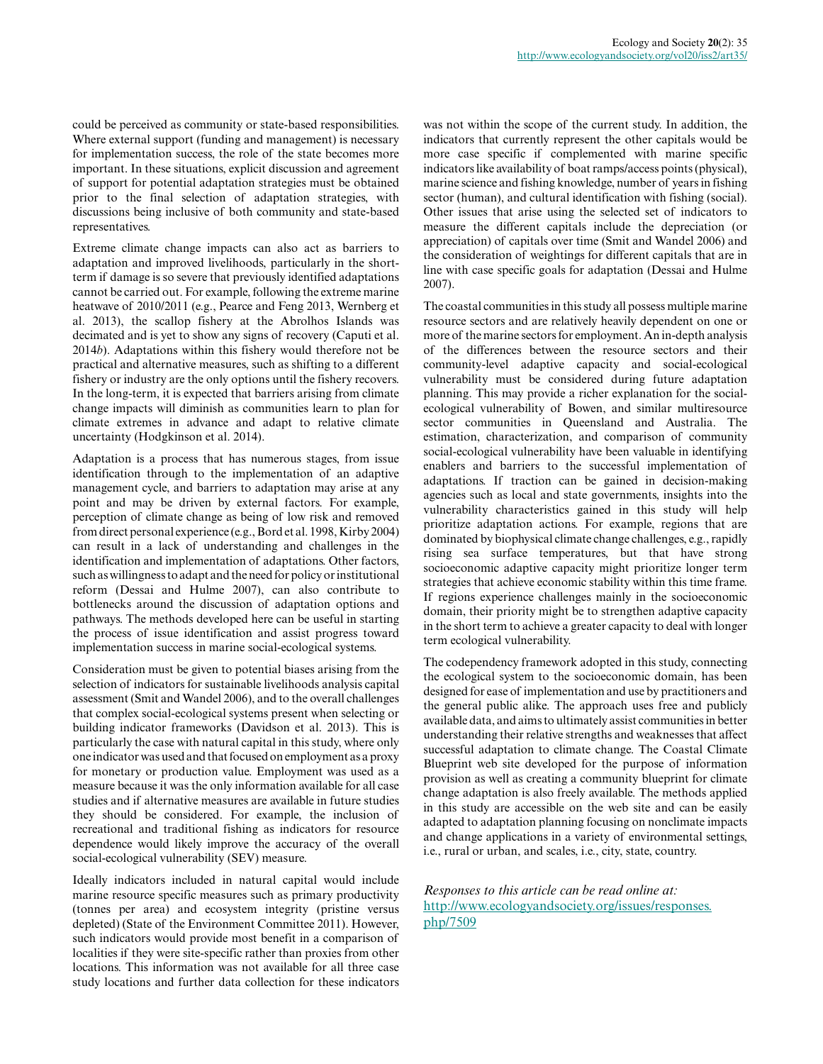could be perceived as community or state-based responsibilities. Where external support (funding and management) is necessary for implementation success, the role of the state becomes more important. In these situations, explicit discussion and agreement of support for potential adaptation strategies must be obtained prior to the final selection of adaptation strategies, with discussions being inclusive of both community and state-based representatives.

Extreme climate change impacts can also act as barriers to adaptation and improved livelihoods, particularly in the short-term if damage is so severe that previously identified adaptations cannot be carried out. For example, following the extreme marine heatwave of 2010/2011 (e.g., Pearce and Feng 2013, Wernberg et al. 2013), the scallop fishery at the Abrolhos Islands was decimated and is yet to show any signs of recovery (Caputi et al. 2014*b*). Adaptations within this fishery would therefore not be practical and alternative measures, such as shifting to a different fishery or industry are the only options until the fishery recovers. In the long-term, it is expected that barriers arising from climate change impacts will diminish as communities learn to plan for climate extremes in advance and adapt to relative climate uncertainty (Hodgkinson et al. 2014).

Adaptation is a process that has numerous stages, from issue identification through to the implementation of an adaptive management cycle, and barriers to adaptation may arise at any point and may be driven by external factors. For example, perception of climate change as being of low risk and removed from direct personal experience (e.g., Bord et al. 1998, Kirby 2004) can result in a lack of understanding and challenges in the identification and implementation of adaptations. Other factors, such as willingness to adapt and the need for policy or institutional reform (Dessai and Hulme 2007), can also contribute to bottlenecks around the discussion of adaptation options and pathways. The methods developed here can be useful in starting the process of issue identification and assist progress toward implementation success in marine social-ecological systems.

Consideration must be given to potential biases arising from the selection of indicators for sustainable livelihoods analysis capital assessment (Smit and Wandel 2006), and to the overall challenges that complex social-ecological systems present when selecting or building indicator frameworks (Davidson et al. 2013). This is particularly the case with natural capital in this study, where only one indicator was used and that focused on employment as a proxy for monetary or production value. Employment was used as a measure because it was the only information available for all case studies and if alternative measures are available in future studies they should be considered. For example, the inclusion of recreational and traditional fishing as indicators for resource dependence would likely improve the accuracy of the overall social-ecological vulnerability (SEV) measure.

Ideally indicators included in natural capital would include marine resource specific measures such as primary productivity (tonnes per area) and ecosystem integrity (pristine versus depleted) (State of the Environment Committee 2011). However, such indicators would provide most benefit in a comparison of localities if they were site-specific rather than proxies from other locations. This information was not available for all three case study locations and further data collection for these indicators was not within the scope of the current study. In addition, the indicators that currently represent the other capitals would be more case specific if complemented with marine specific indicators like availability of boat ramps/access points (physical), marine science and fishing knowledge, number of years in fishing sector (human), and cultural identification with fishing (social). Other issues that arise using the selected set of indicators to measure the different capitals include the depreciation (or appreciation) of capitals over time (Smit and Wandel 2006) and the consideration of weightings for different capitals that are in line with case specific goals for adaptation (Dessai and Hulme 2007).

The coastal communities in this study all possess multiple marine resource sectors and are relatively heavily dependent on one or more of the marine sectors for employment. An in-depth analysis of the differences between the resource sectors and their community-level adaptive capacity and social-ecological vulnerability must be considered during future adaptation planning. This may provide a richer explanation for the social-ecological vulnerability of Bowen, and similar multiresource sector communities in Queensland and Australia. The estimation, characterization, and comparison of community social-ecological vulnerability have been valuable in identifying enablers and barriers to the successful implementation of adaptations. If traction can be gained in decision-making agencies such as local and state governments, insights into the vulnerability characteristics gained in this study will help prioritize adaptation actions. For example, regions that are dominated by biophysical climate change challenges, e.g., rapidly rising sea surface temperatures, but that have strong socioeconomic adaptive capacity might prioritize longer term strategies that achieve economic stability within this time frame. If regions experience challenges mainly in the socioeconomic domain, their priority might be to strengthen adaptive capacity in the short term to achieve a greater capacity to deal with longer term ecological vulnerability.

The codependency framework adopted in this study, connecting the ecological system to the socioeconomic domain, has been designed for ease of implementation and use by practitioners and the general public alike. The approach uses free and publicly available data, and aims to ultimately assist communities in better understanding their relative strengths and weaknesses that affect successful adaptation to climate change. The Coastal Climate Blueprint web site developed for the purpose of information provision as well as creating a community blueprint for climate change adaptation is also freely available. The methods applied in this study are accessible on the web site and can be easily adapted to adaptation planning focusing on nonclimate impacts and change applications in a variety of environmental settings, i.e., rural or urban, and scales, i.e., city, state, country.

*Responses to this article can be read online at:*
http://www.ecologyandsociety.org/issues/responses.php/7509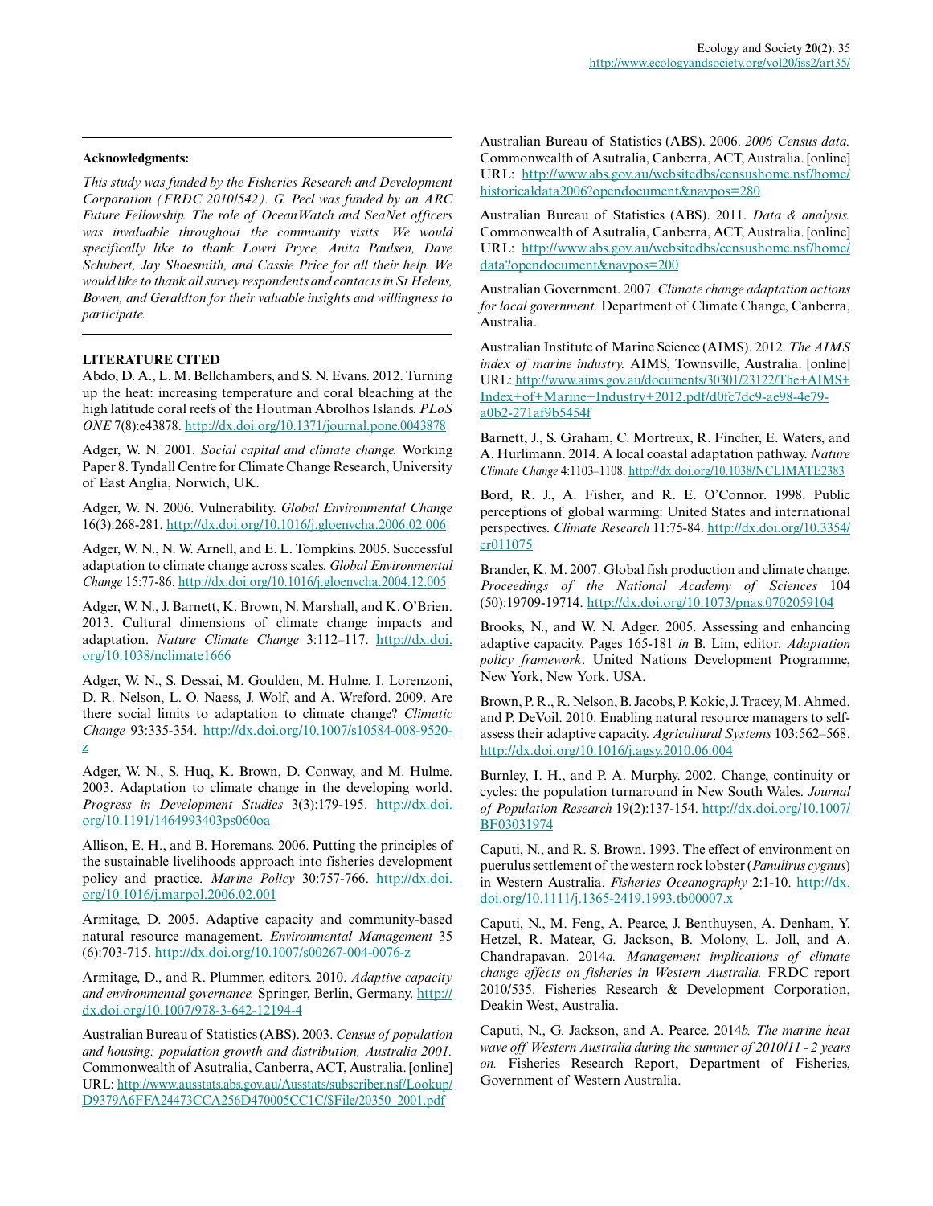**Acknowledgments:**

*This study was funded by the Fisheries Research and Development Corporation (FRDC 2010/542). G. Pecl was funded by an ARC Future Fellowship. The role of OceanWatch and SeaNet officers was invaluable throughout the community visits. We would specifically like to thank Lowri Pryce, Anita Paulsen, Dave Schubert, Jay Shoesmith, and Cassie Price for all their help. We would like to thank all survey respondents and contacts in St Helens, Bowen, and Geraldton for their valuable insights and willingness to participate.*

## LITERATURE CITED

Abdo, D. A., L. M. Bellchambers, and S. N. Evans. 2012. Turning up the heat: increasing temperature and coral bleaching at the high latitude coral reefs of the Houtman Abrolhos Islands. *PLoS ONE* 7(8):e43878. http://dx.doi.org/10.1371/journal.pone.0043878

Adger, W. N. 2001. *Social capital and climate change.* Working Paper 8. Tyndall Centre for Climate Change Research, University of East Anglia, Norwich, UK.

Adger, W. N. 2006. Vulnerability. *Global Environmental Change* 16(3):268-281. http://dx.doi.org/10.1016/j.gloenvcha.2006.02.006

Adger, W. N., N. W. Arnell, and E. L. Tompkins. 2005. Successful adaptation to climate change across scales. *Global Environmental Change* 15:77-86. http://dx.doi.org/10.1016/j.gloenvcha.2004.12.005

Adger, W. N., J. Barnett, K. Brown, N. Marshall, and K. O'Brien. 2013. Cultural dimensions of climate change impacts and adaptation. *Nature Climate Change* 3:112–117. http://dx.doi.org/10.1038/nclimate1666

Adger, W. N., S. Dessai, M. Goulden, M. Hulme, I. Lorenzoni, D. R. Nelson, L. O. Naess, J. Wolf, and A. Wreford. 2009. Are there social limits to adaptation to climate change? *Climatic Change* 93:335-354. http://dx.doi.org/10.1007/s10584-008-9520-z

Adger, W. N., S. Huq, K. Brown, D. Conway, and M. Hulme. 2003. Adaptation to climate change in the developing world. *Progress in Development Studies* 3(3):179-195. http://dx.doi.org/10.1191/1464993403ps060oa

Allison, E. H., and B. Horemans. 2006. Putting the principles of the sustainable livelihoods approach into fisheries development policy and practice. *Marine Policy* 30:757-766. http://dx.doi.org/10.1016/j.marpol.2006.02.001

Armitage, D. 2005. Adaptive capacity and community-based natural resource management. *Environmental Management* 35 (6):703-715. http://dx.doi.org/10.1007/s00267-004-0076-z

Armitage, D., and R. Plummer, editors. 2010. *Adaptive capacity and environmental governance.* Springer, Berlin, Germany. http://dx.doi.org/10.1007/978-3-642-12194-4

Australian Bureau of Statistics (ABS). 2003. *Census of population and housing: population growth and distribution, Australia 2001.* Commonwealth of Asutralia, Canberra, ACT, Australia. [online] URL: http://www.ausstats.abs.gov.au/Ausstats/subscriber.nsf/Lookup/D9379A6FFA24473CCA256D470005CC1C/$File/20350_2001.pdf

Australian Bureau of Statistics (ABS). 2006. *2006 Census data.* Commonwealth of Asutralia, Canberra, ACT, Australia. [online] URL: http://www.abs.gov.au/websitedbs/censushome.nsf/home/historicaldata2006?opendocument&navpos=280

Australian Bureau of Statistics (ABS). 2011. *Data & analysis.* Commonwealth of Asutralia, Canberra, ACT, Australia. [online] URL: http://www.abs.gov.au/websitedbs/censushome.nsf/home/data?opendocument&navpos=200

Australian Government. 2007. *Climate change adaptation actions for local government.* Department of Climate Change, Canberra, Australia.

Australian Institute of Marine Science (AIMS). 2012. *The AIMS index of marine industry.* AIMS, Townsville, Australia. [online] URL: http://www.aims.gov.au/documents/30301/23122/The+AIMS+Index+of+Marine+Industry+2012.pdf/d0fc7dc9-ae98-4e79-a0b2-271af9b5454f

Barnett, J., S. Graham, C. Mortreux, R. Fincher, E. Waters, and A. Hurlimann. 2014. A local coastal adaptation pathway. *Nature Climate Change* 4:1103–1108. http://dx.doi.org/10.1038/NCLIMATE2383

Bord, R. J., A. Fisher, and R. E. O'Connor. 1998. Public perceptions of global warming: United States and international perspectives. *Climate Research* 11:75-84. http://dx.doi.org/10.3354/cr011075

Brander, K. M. 2007. Global fish production and climate change. *Proceedings of the National Academy of Sciences* 104 (50):19709-19714. http://dx.doi.org/10.1073/pnas.0702059104

Brooks, N., and W. N. Adger. 2005. Assessing and enhancing adaptive capacity. Pages 165-181 *in* B. Lim, editor. *Adaptation policy framework*. United Nations Development Programme, New York, New York, USA.

Brown, P. R., R. Nelson, B. Jacobs, P. Kokic, J. Tracey, M. Ahmed, and P. DeVoil. 2010. Enabling natural resource managers to self-assess their adaptive capacity. *Agricultural Systems* 103:562–568. http://dx.doi.org/10.1016/j.agsy.2010.06.004

Burnley, I. H., and P. A. Murphy. 2002. Change, continuity or cycles: the population turnaround in New South Wales. *Journal of Population Research* 19(2):137-154. http://dx.doi.org/10.1007/BF03031974

Caputi, N., and R. S. Brown. 1993. The effect of environment on puerulus settlement of the western rock lobster (*Panulirus cygnus*) in Western Australia. *Fisheries Oceanography* 2:1-10. http://dx.doi.org/10.1111/j.1365-2419.1993.tb00007.x

Caputi, N., M. Feng, A. Pearce, J. Benthuysen, A. Denham, Y. Hetzel, R. Matear, G. Jackson, B. Molony, L. Joll, and A. Chandrapavan. 2014*a. Management implications of climate change effects on fisheries in Western Australia.* FRDC report 2010/535. Fisheries Research & Development Corporation, Deakin West, Australia.

Caputi, N., G. Jackson, and A. Pearce. 2014*b. The marine heat wave off Western Australia during the summer of 2010/11 - 2 years on.* Fisheries Research Report, Department of Fisheries, Government of Western Australia.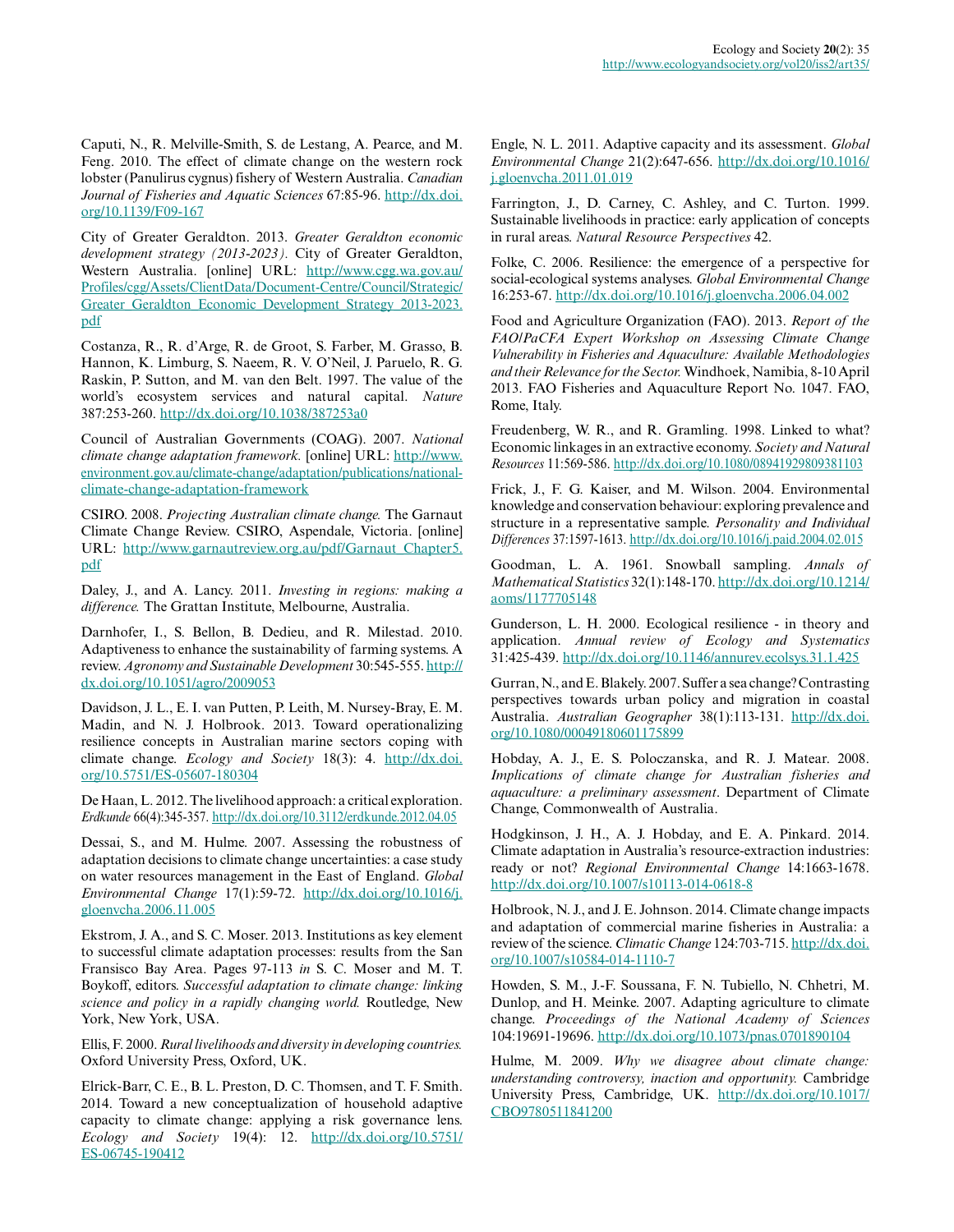Caputi, N., R. Melville-Smith, S. de Lestang, A. Pearce, and M. Feng. 2010. The effect of climate change on the western rock lobster (Panulirus cygnus) fishery of Western Australia. *Canadian Journal of Fisheries and Aquatic Sciences* 67:85-96. http://dx.doi.org/10.1139/F09-167

City of Greater Geraldton. 2013. *Greater Geraldton economic development strategy (2013-2023)*. City of Greater Geraldton, Western Australia. [online] URL: http://www.cgg.wa.gov.au/Profiles/cgg/Assets/ClientData/Document-Centre/Council/Strategic/Greater_Geraldton_Economic_Development_Strategy_2013-2023.pdf

Costanza, R., R. d'Arge, R. de Groot, S. Farber, M. Grasso, B. Hannon, K. Limburg, S. Naeem, R. V. O'Neil, J. Paruelo, R. G. Raskin, P. Sutton, and M. van den Belt. 1997. The value of the world's ecosystem services and natural capital. *Nature* 387:253-260. http://dx.doi.org/10.1038/387253a0

Council of Australian Governments (COAG). 2007. *National climate change adaptation framework.* [online] URL: http://www.environment.gov.au/climate-change/adaptation/publications/national-climate-change-adaptation-framework

CSIRO. 2008. *Projecting Australian climate change.* The Garnaut Climate Change Review. CSIRO, Aspendale, Victoria. [online] URL: http://www.garnautreview.org.au/pdf/Garnaut_Chapter5.pdf

Daley, J., and A. Lancy. 2011. *Investing in regions: making a difference.* The Grattan Institute, Melbourne, Australia.

Darnhofer, I., S. Bellon, B. Dedieu, and R. Milestad. 2010. Adaptiveness to enhance the sustainability of farming systems. A review. *Agronomy and Sustainable Development* 30:545-555. http://dx.doi.org/10.1051/agro/2009053

Davidson, J. L., E. I. van Putten, P. Leith, M. Nursey-Bray, E. M. Madin, and N. J. Holbrook. 2013. Toward operationalizing resilience concepts in Australian marine sectors coping with climate change. *Ecology and Society* 18(3): 4. http://dx.doi.org/10.5751/ES-05607-180304

De Haan, L. 2012. The livelihood approach: a critical exploration. *Erdkunde* 66(4):345-357. http://dx.doi.org/10.3112/erdkunde.2012.04.05

Dessai, S., and M. Hulme. 2007. Assessing the robustness of adaptation decisions to climate change uncertainties: a case study on water resources management in the East of England. *Global Environmental Change* 17(1):59-72. http://dx.doi.org/10.1016/j.gloenvcha.2006.11.005

Ekstrom, J. A., and S. C. Moser. 2013. Institutions as key element to successful climate adaptation processes: results from the San Fransisco Bay Area. Pages 97-113 *in* S. C. Moser and M. T. Boykoff, editors. *Successful adaptation to climate change: linking science and policy in a rapidly changing world.* Routledge, New York, New York, USA.

Ellis, F. 2000. *Rural livelihoods and diversity in developing countries.* Oxford University Press, Oxford, UK.

Elrick-Barr, C. E., B. L. Preston, D. C. Thomsen, and T. F. Smith. 2014. Toward a new conceptualization of household adaptive capacity to climate change: applying a risk governance lens. *Ecology and Society* 19(4): 12. http://dx.doi.org/10.5751/ES-06745-190412

Engle, N. L. 2011. Adaptive capacity and its assessment. *Global Environmental Change* 21(2):647-656. http://dx.doi.org/10.1016/j.gloenvcha.2011.01.019

Farrington, J., D. Carney, C. Ashley, and C. Turton. 1999. Sustainable livelihoods in practice: early application of concepts in rural areas. *Natural Resource Perspectives* 42.

Folke, C. 2006. Resilience: the emergence of a perspective for social-ecological systems analyses. *Global Environmental Change* 16:253-67. http://dx.doi.org/10.1016/j.gloenvcha.2006.04.002

Food and Agriculture Organization (FAO). 2013. *Report of the FAO/PaCFA Expert Workshop on Assessing Climate Change Vulnerability in Fisheries and Aquaculture: Available Methodologies and their Relevance for the Sector.* Windhoek, Namibia, 8-10 April 2013. FAO Fisheries and Aquaculture Report No. 1047. FAO, Rome, Italy.

Freudenberg, W. R., and R. Gramling. 1998. Linked to what? Economic linkages in an extractive economy. *Society and Natural Resources* 11:569-586. http://dx.doi.org/10.1080/08941929809381103

Frick, J., F. G. Kaiser, and M. Wilson. 2004. Environmental knowledge and conservation behaviour: exploring prevalence and structure in a representative sample. *Personality and Individual Differences* 37:1597-1613. http://dx.doi.org/10.1016/j.paid.2004.02.015

Goodman, L. A. 1961. Snowball sampling. *Annals of Mathematical Statistics* 32(1):148-170. http://dx.doi.org/10.1214/aoms/1177705148

Gunderson, L. H. 2000. Ecological resilience - in theory and application. *Annual review of Ecology and Systematics* 31:425-439. http://dx.doi.org/10.1146/annurev.ecolsys.31.1.425

Gurran, N., and E. Blakely. 2007. Suffer a sea change? Contrasting perspectives towards urban policy and migration in coastal Australia. *Australian Geographer* 38(1):113-131. http://dx.doi.org/10.1080/00049180601175899

Hobday, A. J., E. S. Poloczanska, and R. J. Matear. 2008. *Implications of climate change for Australian fisheries and aquaculture: a preliminary assessment*. Department of Climate Change, Commonwealth of Australia.

Hodgkinson, J. H., A. J. Hobday, and E. A. Pinkard. 2014. Climate adaptation in Australia's resource-extraction industries: ready or not? *Regional Environmental Change* 14:1663-1678. http://dx.doi.org/10.1007/s10113-014-0618-8

Holbrook, N. J., and J. E. Johnson. 2014. Climate change impacts and adaptation of commercial marine fisheries in Australia: a review of the science. *Climatic Change* 124:703-715. http://dx.doi.org/10.1007/s10584-014-1110-7

Howden, S. M., J.-F. Soussana, F. N. Tubiello, N. Chhetri, M. Dunlop, and H. Meinke. 2007. Adapting agriculture to climate change. *Proceedings of the National Academy of Sciences* 104:19691-19696. http://dx.doi.org/10.1073/pnas.0701890104

Hulme, M. 2009. *Why we disagree about climate change: understanding controversy, inaction and opportunity.* Cambridge University Press, Cambridge, UK. http://dx.doi.org/10.1017/CBO9780511841200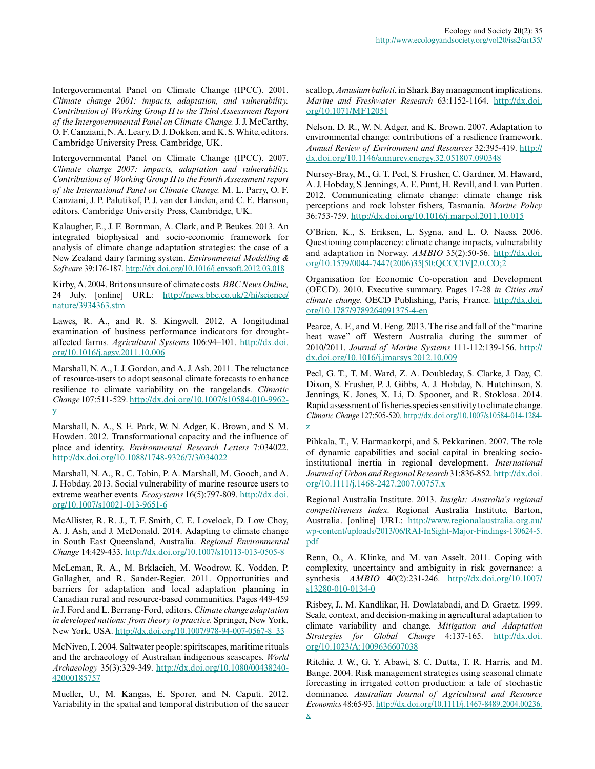Intergovernmental Panel on Climate Change (IPCC). 2001. *Climate change 2001: impacts, adaptation, and vulnerability. Contribution of Working Group II to the Third Assessment Report of the Intergovernmental Panel on Climate Change.* J. J. McCarthy, O. F. Canziani, N. A. Leary, D. J. Dokken, and K. S. White, editors. Cambridge University Press, Cambridge, UK.

Intergovernmental Panel on Climate Change (IPCC). 2007. *Climate change 2007: impacts, adaptation and vulnerability. Contributions of Working Group II to the Fourth Assessment report of the International Panel on Climate Change.* M. L. Parry, O. F. Canziani, J. P. Palutikof, P. J. van der Linden, and C. E. Hanson, editors. Cambridge University Press, Cambridge, UK.

Kalaugher, E., J. F. Bornman, A. Clark, and P. Beukes. 2013. An integrated biophysical and socio-economic framework for analysis of climate change adaptation strategies: the case of a New Zealand dairy farming system. *Environmental Modelling & Software* 39:176-187. http://dx.doi.org/10.1016/j.envsoft.2012.03.018

Kirby, A. 2004. Britons unsure of climate costs. *BBC News Online,* 24 July. [online] URL: http://news.bbc.co.uk/2/hi/science/nature/3934363.stm

Lawes, R. A., and R. S. Kingwell. 2012. A longitudinal examination of business performance indicators for drought-affected farms. *Agricultural Systems* 106:94–101. http://dx.doi.org/10.1016/j.agsy.2011.10.006

Marshall, N. A., I. J. Gordon, and A. J. Ash. 2011. The reluctance of resource-users to adopt seasonal climate forecasts to enhance resilience to climate variability on the rangelands. *Climatic Change* 107:511-529. http://dx.doi.org/10.1007/s10584-010-9962-y

Marshall, N. A., S. E. Park, W. N. Adger, K. Brown, and S. M. Howden. 2012. Transformational capacity and the influence of place and identity. *Environmental Research Letters* 7:034022. http://dx.doi.org/10.1088/1748-9326/7/3/034022

Marshall, N. A., R. C. Tobin, P. A. Marshall, M. Gooch, and A. J. Hobday. 2013. Social vulnerability of marine resource users to extreme weather events. *Ecosystems* 16(5):797-809. http://dx.doi.org/10.1007/s10021-013-9651-6

McAllister, R. R. J., T. F. Smith, C. E. Lovelock, D. Low Choy, A. J. Ash, and J. McDonald. 2014. Adapting to climate change in South East Queensland, Australia. *Regional Environmental Change* 14:429-433. http://dx.doi.org/10.1007/s10113-013-0505-8

McLeman, R. A., M. Brklacich, M. Woodrow, K. Vodden, P. Gallagher, and R. Sander-Regier. 2011. Opportunities and barriers for adaptation and local adaptation planning in Canadian rural and resource-based communities. Pages 449-459 *in* J. Ford and L. Berrang-Ford, editors. *Climate change adaptation in developed nations: from theory to practice.* Springer, New York, New York, USA. http://dx.doi.org/10.1007/978-94-007-0567-8_33

McNiven, I. 2004. Saltwater people: spiritscapes, maritime rituals and the archaeology of Australian indigenous seascapes. *World Archaeology* 35(3):329-349. http://dx.doi.org/10.1080/00438240-42000185757

Mueller, U., M. Kangas, E. Sporer, and N. Caputi. 2012. Variability in the spatial and temporal distribution of the saucer scallop, *Amusium balloti*, in Shark Bay management implications. *Marine and Freshwater Research* 63:1152-1164. http://dx.doi.org/10.1071/MF12051

Nelson, D. R., W. N. Adger, and K. Brown. 2007. Adaptation to environmental change: contributions of a resilience framework. *Annual Review of Environment and Resources* 32:395-419. http://dx.doi.org/10.1146/annurev.energy.32.051807.090348

Nursey-Bray, M., G. T. Pecl, S. Frusher, C. Gardner, M. Haward, A. J. Hobday, S. Jennings, A. E. Punt, H. Revill, and I. van Putten. 2012. Communicating climate change: climate change risk perceptions and rock lobster fishers, Tasmania. *Marine Policy* 36:753-759. http://dx.doi.org/10.1016/j.marpol.2011.10.015

O'Brien, K., S. Eriksen, L. Sygna, and L. O. Naess. 2006. Questioning complacency: climate change impacts, vulnerability and adaptation in Norway. *AMBIO* 35(2):50-56. http://dx.doi.org/10.1579/0044-7447(2006)35[50:QCCCIV]2.0.CO;2

Organisation for Economic Co-operation and Development (OECD). 2010. Executive summary. Pages 17-28 *in Cities and climate change.* OECD Publishing, Paris, France. http://dx.doi.org/10.1787/9789264091375-4-en

Pearce, A. F., and M. Feng. 2013. The rise and fall of the "marine heat wave" off Western Australia during the summer of 2010/2011. *Journal of Marine Systems* 111-112:139-156. http://dx.doi.org/10.1016/j.jmarsys.2012.10.009

Pecl, G. T., T. M. Ward, Z. A. Doubleday, S. Clarke, J. Day, C. Dixon, S. Frusher, P. J. Gibbs, A. J. Hobday, N. Hutchinson, S. Jennings, K. Jones, X. Li, D. Spooner, and R. Stoklosa. 2014. Rapid assessment of fisheries species sensitivity to climate change. *Climatic Change* 127:505-520. http://dx.doi.org/10.1007/s10584-014-1284-z

Pihkala, T., V. Harmaakorpi, and S. Pekkarinen. 2007. The role of dynamic capabilities and social capital in breaking socio-institutional inertia in regional development. *International Journal of Urban and Regional Research* 31:836-852. http://dx.doi.org/10.1111/j.1468-2427.2007.00757.x

Regional Australia Institute. 2013. *Insight: Australia's regional competitiveness index.* Regional Australia Institute, Barton, Australia. [online] URL: http://www.regionalaustralia.org.au/wp-content/uploads/2013/06/RAI-InSight-Major-Findings-130624-5.pdf

Renn, O., A. Klinke, and M. van Asselt. 2011. Coping with complexity, uncertainty and ambiguity in risk governance: a synthesis. *AMBIO* 40(2):231-246. http://dx.doi.org/10.1007/s13280-010-0134-0

Risbey, J., M. Kandlikar, H. Dowlatabadi, and D. Graetz. 1999. Scale, context, and decision-making in agricultural adaptation to climate variability and change. *Mitigation and Adaptation Strategies for Global Change* 4:137-165. http://dx.doi.org/10.1023/A:1009636607038

Ritchie, J. W., G. Y. Abawi, S. C. Dutta, T. R. Harris, and M. Bange. 2004. Risk management strategies using seasonal climate forecasting in irrigated cotton production: a tale of stochastic dominance. *Australian Journal of Agricultural and Resource Economics* 48:65-93. http://dx.doi.org/10.1111/j.1467-8489.2004.00236.x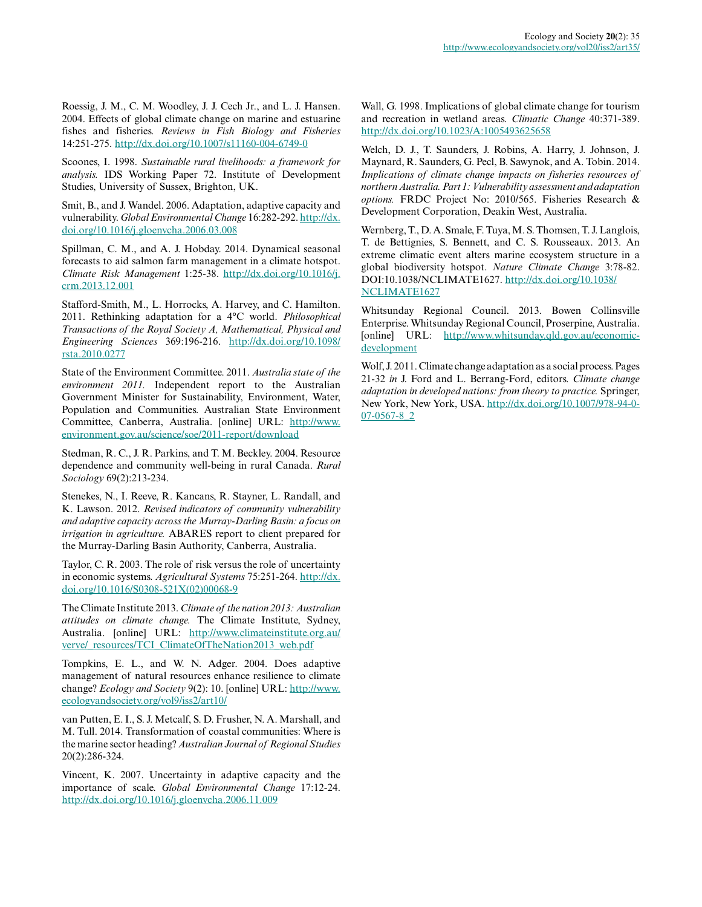Roessig, J. M., C. M. Woodley, J. J. Cech Jr., and L. J. Hansen. 2004. Effects of global climate change on marine and estuarine fishes and fisheries. *Reviews in Fish Biology and Fisheries* 14:251-275. http://dx.doi.org/10.1007/s11160-004-6749-0

Scoones, I. 1998. *Sustainable rural livelihoods: a framework for analysis.* IDS Working Paper 72. Institute of Development Studies, University of Sussex, Brighton, UK.

Smit, B., and J. Wandel. 2006. Adaptation, adaptive capacity and vulnerability. *Global Environmental Change* 16:282-292. http://dx.doi.org/10.1016/j.gloenvcha.2006.03.008

Spillman, C. M., and A. J. Hobday. 2014. Dynamical seasonal forecasts to aid salmon farm management in a climate hotspot. *Climate Risk Management* 1:25-38. http://dx.doi.org/10.1016/j.crm.2013.12.001

Stafford-Smith, M., L. Horrocks, A. Harvey, and C. Hamilton. 2011. Rethinking adaptation for a 4°C world. *Philosophical Transactions of the Royal Society A, Mathematical, Physical and Engineering Sciences* 369:196-216. http://dx.doi.org/10.1098/rsta.2010.0277

State of the Environment Committee. 2011. *Australia state of the environment 2011.* Independent report to the Australian Government Minister for Sustainability, Environment, Water, Population and Communities. Australian State Environment Committee, Canberra, Australia. [online] URL: http://www.environment.gov.au/science/soe/2011-report/download

Stedman, R. C., J. R. Parkins, and T. M. Beckley. 2004. Resource dependence and community well-being in rural Canada. *Rural Sociology* 69(2):213-234.

Stenekes, N., I. Reeve, R. Kancans, R. Stayner, L. Randall, and K. Lawson. 2012. *Revised indicators of community vulnerability and adaptive capacity across the Murray-Darling Basin: a focus on irrigation in agriculture.* ABARES report to client prepared for the Murray-Darling Basin Authority, Canberra, Australia.

Taylor, C. R. 2003. The role of risk versus the role of uncertainty in economic systems. *Agricultural Systems* 75:251-264. http://dx.doi.org/10.1016/S0308-521X(02)00068-9

The Climate Institute 2013. *Climate of the nation 2013: Australian attitudes on climate change.* The Climate Institute, Sydney, Australia. [online] URL: http://www.climateinstitute.org.au/verve/_resources/TCI_ClimateOfTheNation2013_web.pdf

Tompkins, E. L., and W. N. Adger. 2004. Does adaptive management of natural resources enhance resilience to climate change? *Ecology and Society* 9(2): 10. [online] URL: http://www.ecologyandsociety.org/vol9/iss2/art10/

van Putten, E. I., S. J. Metcalf, S. D. Frusher, N. A. Marshall, and M. Tull. 2014. Transformation of coastal communities: Where is the marine sector heading? *Australian Journal of Regional Studies* 20(2):286-324.

Vincent, K. 2007. Uncertainty in adaptive capacity and the importance of scale. *Global Environmental Change* 17:12-24. http://dx.doi.org/10.1016/j.gloenvcha.2006.11.009

Wall, G. 1998. Implications of global climate change for tourism and recreation in wetland areas. *Climatic Change* 40:371-389. http://dx.doi.org/10.1023/A:1005493625658

Welch, D. J., T. Saunders, J. Robins, A. Harry, J. Johnson, J. Maynard, R. Saunders, G. Pecl, B. Sawynok, and A. Tobin. 2014. *Implications of climate change impacts on fisheries resources of northern Australia. Part 1: Vulnerability assessment and adaptation options.* FRDC Project No: 2010/565. Fisheries Research & Development Corporation, Deakin West, Australia.

Wernberg, T., D. A. Smale, F. Tuya, M. S. Thomsen, T. J. Langlois, T. de Bettignies, S. Bennett, and C. S. Rousseaux. 2013. An extreme climatic event alters marine ecosystem structure in a global biodiversity hotspot. *Nature Climate Change* 3:78-82. DOI:10.1038/NCLIMATE1627. http://dx.doi.org/10.1038/NCLIMATE1627

Whitsunday Regional Council. 2013. Bowen Collinsville Enterprise. Whitsunday Regional Council, Proserpine, Australia. [online] URL: http://www.whitsunday.qld.gov.au/economic-development

Wolf, J. 2011. Climate change adaptation as a social process. Pages 21-32 *in* J. Ford and L. Berrang-Ford, editors. *Climate change adaptation in developed nations: from theory to practice.* Springer, New York, New York, USA. http://dx.doi.org/10.1007/978-94-007-0567-8_2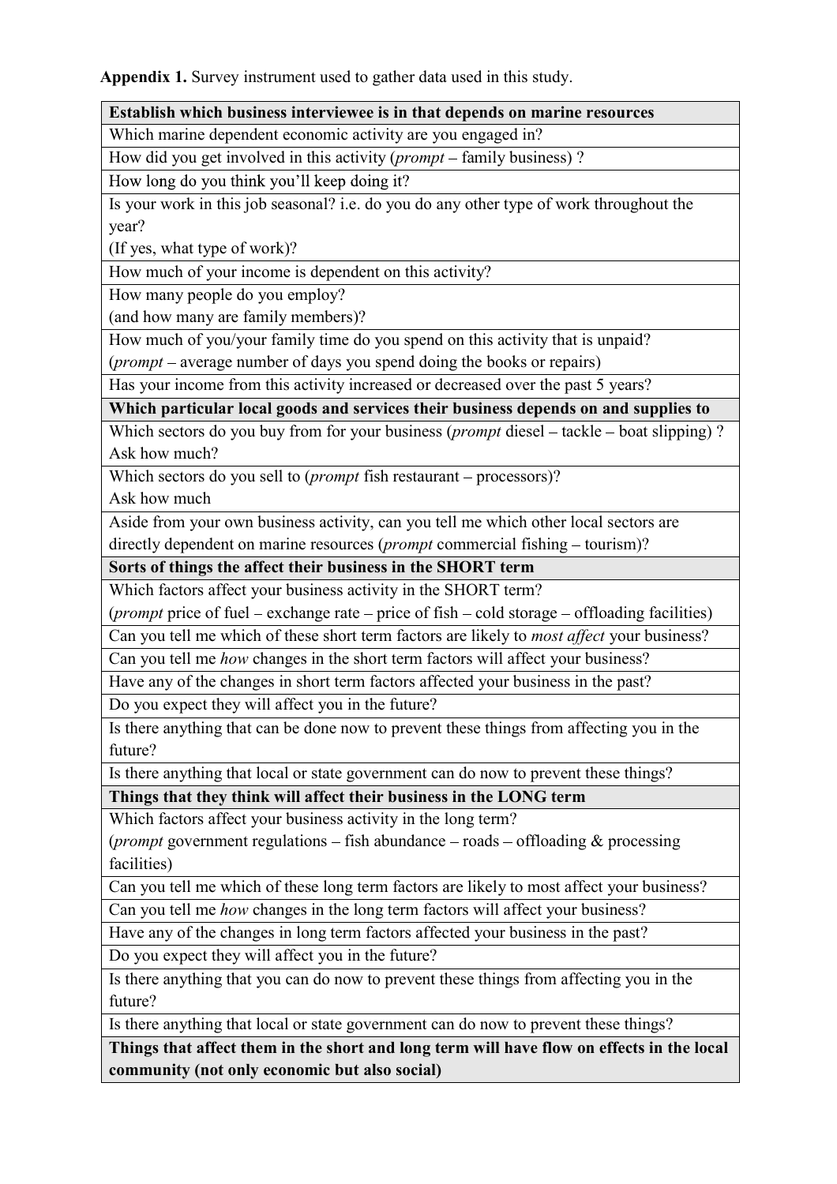**Appendix 1.** Survey instrument used to gather data used in this study.

| |
|---|
| **Establish which business interviewee is in that depends on marine resources** |
| Which marine dependent economic activity are you engaged in? |
| How did you get involved in this activity (*prompt* – family business) ? |
| How long do you think you'll keep doing it? |
| Is your work in this job seasonal? i.e. do you do any other type of work throughout the year? (If yes, what type of work)? |
| How much of your income is dependent on this activity? |
| How many people do you employ? (and how many are family members)? |
| How much of you/your family time do you spend on this activity that is unpaid? (*prompt* – average number of days you spend doing the books or repairs) |
| Has your income from this activity increased or decreased over the past 5 years? |
| **Which particular local goods and services their business depends on and supplies to** |
| Which sectors do you buy from for your business (*prompt* diesel – tackle – boat slipping) ? Ask how much? |
| Which sectors do you sell to (*prompt* fish restaurant – processors)? Ask how much |
| Aside from your own business activity, can you tell me which other local sectors are directly dependent on marine resources (*prompt* commercial fishing – tourism)? |
| **Sorts of things the affect their business in the SHORT term** |
| Which factors affect your business activity in the SHORT term? (*prompt* price of fuel – exchange rate – price of fish – cold storage – offloading facilities) |
| Can you tell me which of these short term factors are likely to *most affect* your business? |
| Can you tell me *how* changes in the short term factors will affect your business? |
| Have any of the changes in short term factors affected your business in the past? |
| Do you expect they will affect you in the future? |
| Is there anything that can be done now to prevent these things from affecting you in the future? |
| Is there anything that local or state government can do now to prevent these things? |
| **Things that they think will affect their business in the LONG term** |
| Which factors affect your business activity in the long term? (*prompt* government regulations – fish abundance – roads – offloading & processing facilities) |
| Can you tell me which of these long term factors are likely to most affect your business? |
| Can you tell me *how* changes in the long term factors will affect your business? |
| Have any of the changes in long term factors affected your business in the past? |
| Do you expect they will affect you in the future? |
| Is there anything that you can do now to prevent these things from affecting you in the future? |
| Is there anything that local or state government can do now to prevent these things? |
| **Things that affect them in the short and long term will have flow on effects in the local community (not only economic but also social)** |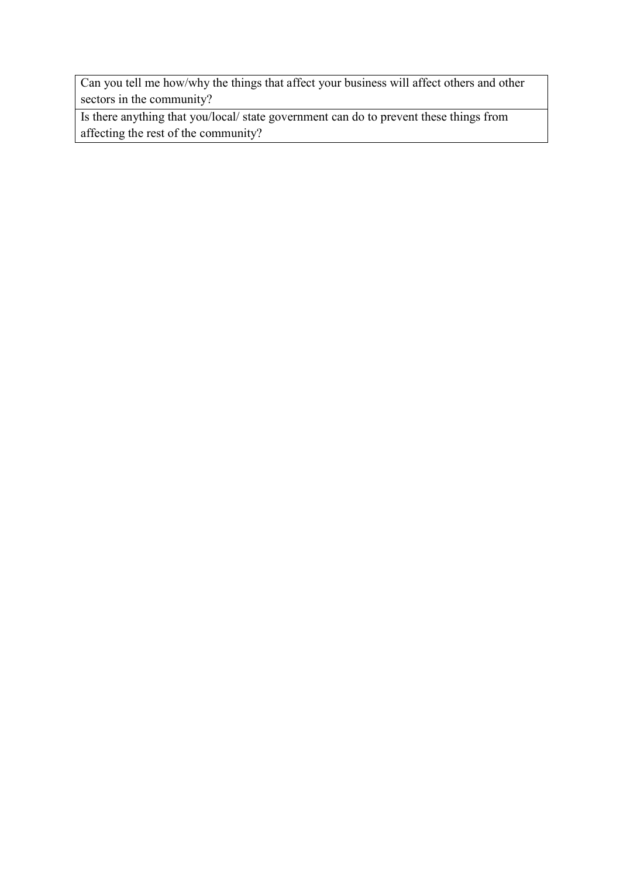| |
|---|
| Can you tell me how/why the things that affect your business will affect others and other sectors in the community? |
| Is there anything that you/local/ state government can do to prevent these things from affecting the rest of the community? |